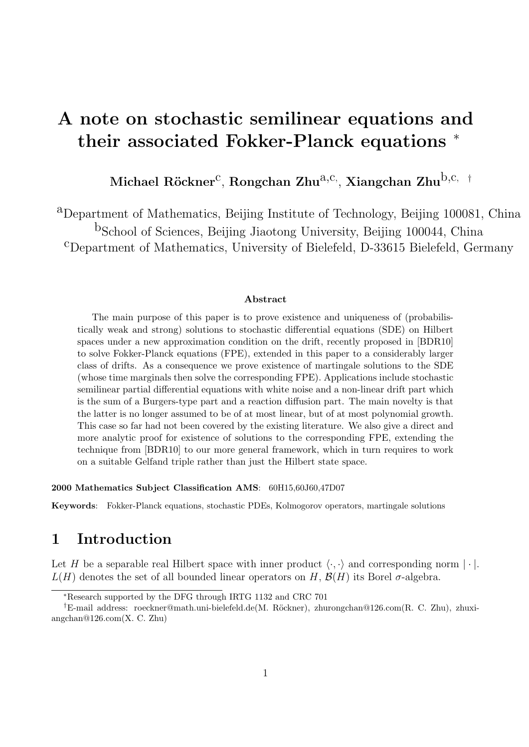# A note on stochastic semilinear equations and their associated Fokker-Planck equations *

**Michael Röckner**[c], **Rongchan Zhu**[a,c], **Xiangchan Zhu**[b,c] †

[a]Department of Mathematics, Beijing Institute of Technology, Beijing 100081, China
[b]School of Sciences, Beijing Jiaotong University, Beijing 100044, China
[c]Department of Mathematics, University of Bielefeld, D-33615 Bielefeld, Germany

**Abstract**

The main purpose of this paper is to prove existence and uniqueness of (probabilistically weak and strong) solutions to stochastic differential equations (SDE) on Hilbert spaces under a new approximation condition on the drift, recently proposed in [BDR10] to solve Fokker-Planck equations (FPE), extended in this paper to a considerably larger class of drifts. As a consequence we prove existence of martingale solutions to the SDE (whose time marginals then solve the corresponding FPE). Applications include stochastic semilinear partial differential equations with white noise and a non-linear drift part which is the sum of a Burgers-type part and a reaction diffusion part. The main novelty is that the latter is no longer assumed to be of at most linear, but of at most polynomial growth. This case so far had not been covered by the existing literature. We also give a direct and more analytic proof for existence of solutions to the corresponding FPE, extending the technique from [BDR10] to our more general framework, which in turn requires to work on a suitable Gelfand triple rather than just the Hilbert state space.

**2000 Mathematics Subject Classification AMS**: 60H15,60J60,47D07

**Keywords**: Fokker-Planck equations, stochastic PDEs, Kolmogorov operators, martingale solutions

## 1 Introduction

Let $H$ be a separable real Hilbert space with inner product $\langle\cdot,\cdot\rangle$ and corresponding norm $|\cdot|$. $L(H)$ denotes the set of all bounded linear operators on $H$, $\mathcal{B}(H)$ its Borel $\sigma$-algebra.

*Research supported by the DFG through IRTG 1132 and CRC 701

†E-mail address: roeckner@math.uni-bielefeld.de(M. Röckner), zhurongchan@126.com(R. C. Zhu), zhuxiangchan@126.com(X. C. Zhu)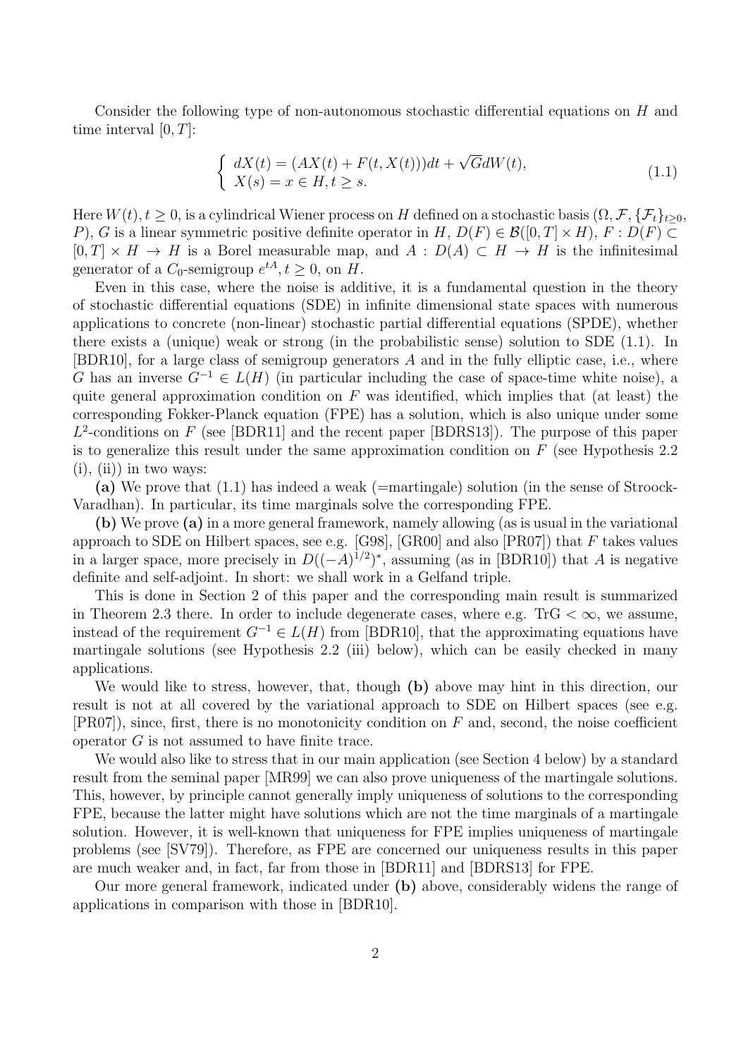Consider the following type of non-autonomous stochastic differential equations on $H$ and time interval $[0, T]$:

$$
\begin{cases} dX(t) = (AX(t) + F(t, X(t)))dt + \sqrt{G}dW(t), \\ X(s) = x \in H, t \geq s. \end{cases} \tag{1.1}
$$

Here $W(t), t \geq 0$, is a cylindrical Wiener process on $H$ defined on a stochastic basis $(\Omega, \mathcal{F}, \{\mathcal{F}_t\}_{t\geq 0}, P)$, $G$ is a linear symmetric positive definite operator in $H$, $D(F) \in \mathcal{B}([0,T] \times H)$, $F : D(F) \subset [0,T] \times H \to H$ is a Borel measurable map, and $A : D(A) \subset H \to H$ is the infinitesimal generator of a $C_0$-semigroup $e^{tA}, t \geq 0$, on $H$.

Even in this case, where the noise is additive, it is a fundamental question in the theory of stochastic differential equations (SDE) in infinite dimensional state spaces with numerous applications to concrete (non-linear) stochastic partial differential equations (SPDE), whether there exists a (unique) weak or strong (in the probabilistic sense) solution to SDE (1.1). In [BDR10], for a large class of semigroup generators $A$ and in the fully elliptic case, i.e., where $G$ has an inverse $G^{-1} \in L(H)$ (in particular including the case of space-time white noise), a quite general approximation condition on $F$ was identified, which implies that (at least) the corresponding Fokker-Planck equation (FPE) has a solution, which is also unique under some $L^2$-conditions on $F$ (see [BDR11] and the recent paper [BDRS13]). The purpose of this paper is to generalize this result under the same approximation condition on $F$ (see Hypothesis 2.2 (i), (ii)) in two ways:

**(a)** We prove that (1.1) has indeed a weak (=martingale) solution (in the sense of Stroock-Varadhan). In particular, its time marginals solve the corresponding FPE.

**(b)** We prove **(a)** in a more general framework, namely allowing (as is usual in the variational approach to SDE on Hilbert spaces, see e.g. [G98], [GR00] and also [PR07]) that $F$ takes values in a larger space, more precisely in $D((-A)^{1/2})^*$, assuming (as in [BDR10]) that $A$ is negative definite and self-adjoint. In short: we shall work in a Gelfand triple.

This is done in Section 2 of this paper and the corresponding main result is summarized in Theorem 2.3 there. In order to include degenerate cases, where e.g. $\mathrm{Tr}G < \infty$, we assume, instead of the requirement $G^{-1} \in L(H)$ from [BDR10], that the approximating equations have martingale solutions (see Hypothesis 2.2 (iii) below), which can be easily checked in many applications.

We would like to stress, however, that, though **(b)** above may hint in this direction, our result is not at all covered by the variational approach to SDE on Hilbert spaces (see e.g. [PR07]), since, first, there is no monotonicity condition on $F$ and, second, the noise coefficient operator $G$ is not assumed to have finite trace.

We would also like to stress that in our main application (see Section 4 below) by a standard result from the seminal paper [MR99] we can also prove uniqueness of the martingale solutions. This, however, by principle cannot generally imply uniqueness of solutions to the corresponding FPE, because the latter might have solutions which are not the time marginals of a martingale solution. However, it is well-known that uniqueness for FPE implies uniqueness of martingale problems (see [SV79]). Therefore, as FPE are concerned our uniqueness results in this paper are much weaker and, in fact, far from those in [BDR11] and [BDRS13] for FPE.

Our more general framework, indicated under **(b)** above, considerably widens the range of applications in comparison with those in [BDR10].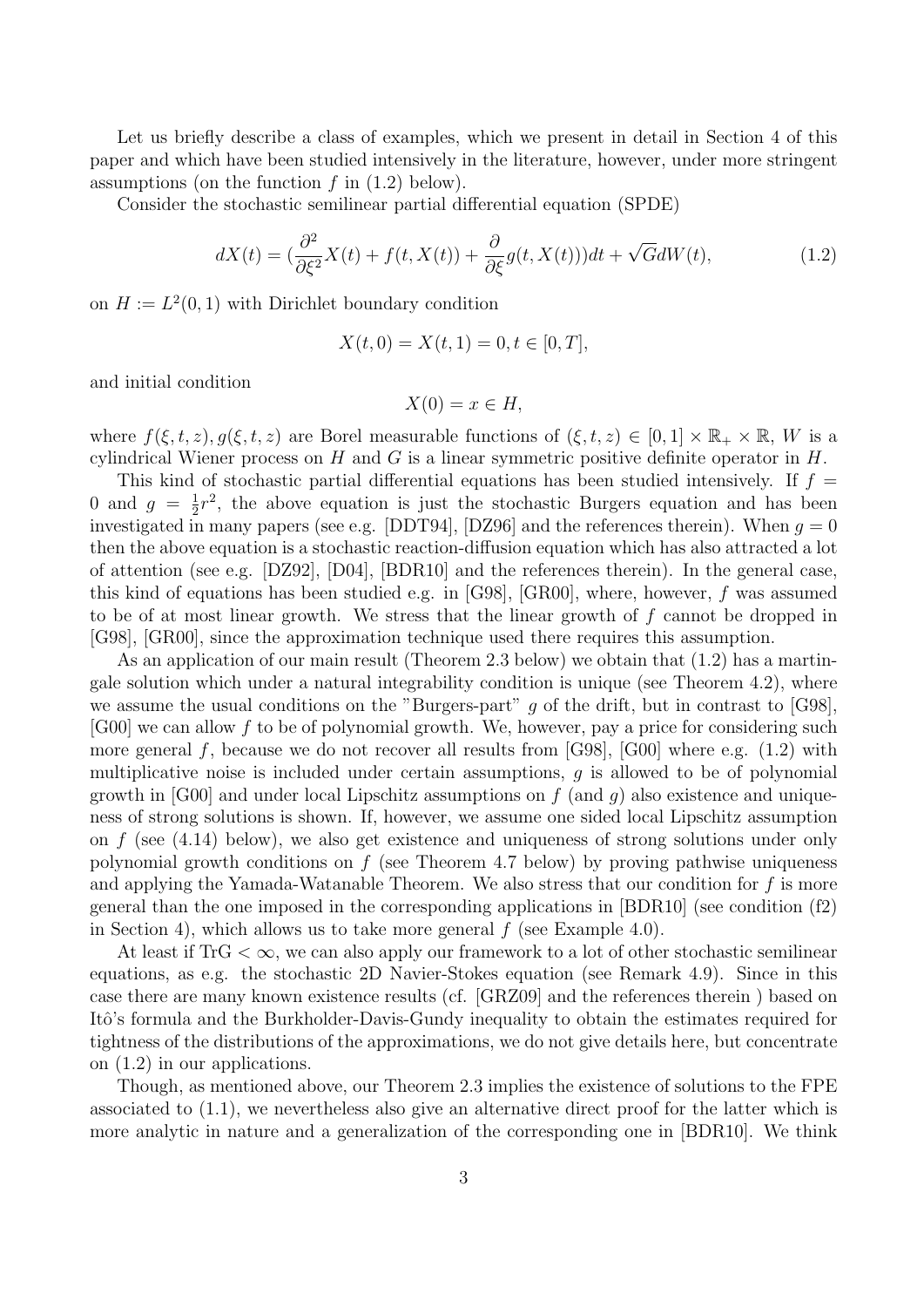Let us briefly describe a class of examples, which we present in detail in Section 4 of this paper and which have been studied intensively in the literature, however, under more stringent assumptions (on the function $f$ in (1.2) below).

Consider the stochastic semilinear partial differential equation (SPDE)

$$dX(t) = (\frac{\partial^2}{\partial \xi^2}X(t) + f(t, X(t)) + \frac{\partial}{\partial \xi}g(t, X(t)))dt + \sqrt{G}dW(t), \tag{1.2}$$

on $H := L^2(0, 1)$ with Dirichlet boundary condition

$$X(t, 0) = X(t, 1) = 0, t \in [0, T],$$

and initial condition

$$X(0) = x \in H,$$

where $f(\xi, t, z), g(\xi, t, z)$ are Borel measurable functions of $(\xi, t, z) \in [0, 1] \times \mathbb{R}_+ \times \mathbb{R}$, $W$ is a cylindrical Wiener process on $H$ and $G$ is a linear symmetric positive definite operator in $H$.

This kind of stochastic partial differential equations has been studied intensively. If $f = 0$ and $g = \frac{1}{2}r^2$, the above equation is just the stochastic Burgers equation and has been investigated in many papers (see e.g. [DDT94], [DZ96] and the references therein). When $g = 0$ then the above equation is a stochastic reaction-diffusion equation which has also attracted a lot of attention (see e.g. [DZ92], [D04], [BDR10] and the references therein). In the general case, this kind of equations has been studied e.g. in [G98], [GR00], where, however, $f$ was assumed to be of at most linear growth. We stress that the linear growth of $f$ cannot be dropped in [G98], [GR00], since the approximation technique used there requires this assumption.

As an application of our main result (Theorem 2.3 below) we obtain that (1.2) has a martingale solution which under a natural integrability condition is unique (see Theorem 4.2), where we assume the usual conditions on the "Burgers-part" $g$ of the drift, but in contrast to [G98], [G00] we can allow $f$ to be of polynomial growth. We, however, pay a price for considering such more general $f$, because we do not recover all results from [G98], [G00] where e.g. (1.2) with multiplicative noise is included under certain assumptions, $g$ is allowed to be of polynomial growth in [G00] and under local Lipschitz assumptions on $f$ (and $g$) also existence and uniqueness of strong solutions is shown. If, however, we assume one sided local Lipschitz assumption on $f$ (see (4.14) below), we also get existence and uniqueness of strong solutions under only polynomial growth conditions on $f$ (see Theorem 4.7 below) by proving pathwise uniqueness and applying the Yamada-Watanable Theorem. We also stress that our condition for $f$ is more general than the one imposed in the corresponding applications in [BDR10] (see condition (f2) in Section 4), which allows us to take more general $f$ (see Example 4.0).

At least if $\mathrm{Tr}G < \infty$, we can also apply our framework to a lot of other stochastic semilinear equations, as e.g. the stochastic 2D Navier-Stokes equation (see Remark 4.9). Since in this case there are many known existence results (cf. [GRZ09] and the references therein ) based on Itô's formula and the Burkholder-Davis-Gundy inequality to obtain the estimates required for tightness of the distributions of the approximations, we do not give details here, but concentrate on (1.2) in our applications.

Though, as mentioned above, our Theorem 2.3 implies the existence of solutions to the FPE associated to (1.1), we nevertheless also give an alternative direct proof for the latter which is more analytic in nature and a generalization of the corresponding one in [BDR10]. We think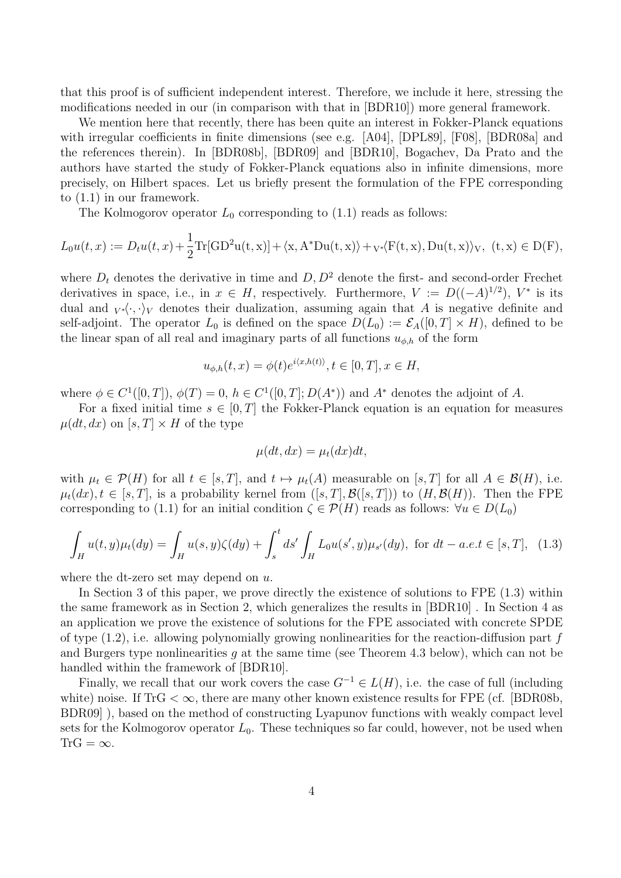that this proof is of sufficient independent interest. Therefore, we include it here, stressing the modifications needed in our (in comparison with that in [BDR10]) more general framework.

We mention here that recently, there has been quite an interest in Fokker-Planck equations with irregular coefficients in finite dimensions (see e.g. [A04], [DPL89], [F08], [BDR08a] and the references therein). In [BDR08b], [BDR09] and [BDR10], Bogachev, Da Prato and the authors have started the study of Fokker-Planck equations also in infinite dimensions, more precisely, on Hilbert spaces. Let us briefly present the formulation of the FPE corresponding to (1.1) in our framework.

The Kolmogorov operator $L_0$ corresponding to (1.1) reads as follows:

$$L_0u(t,x) := D_tu(t,x) + \frac{1}{2}\mathrm{Tr}[GD^2u(t,x)] + \langle x, A^*Du(t,x)\rangle + {}_{V^*}\langle F(t,x), Du(t,x)\rangle_V,\ (t,x) \in D(F),$$

where $D_t$ denotes the derivative in time and $D, D^2$ denote the first- and second-order Frechet derivatives in space, i.e., in $x \in H$, respectively. Furthermore, $V := D((-A)^{1/2})$, $V^*$ is its dual and ${}_{V^*}\langle\cdot,\cdot\rangle_V$ denotes their dualization, assuming again that $A$ is negative definite and self-adjoint. The operator $L_0$ is defined on the space $D(L_0) := \mathcal{E}_A([0,T]\times H)$, defined to be the linear span of all real and imaginary parts of all functions $u_{\phi,h}$ of the form

$$u_{\phi,h}(t,x) = \phi(t)e^{i\langle x,h(t)\rangle}, t \in [0,T], x \in H,$$

where $\phi \in C^1([0,T])$, $\phi(T) = 0$, $h \in C^1([0,T]; D(A^*))$ and $A^*$ denotes the adjoint of $A$.

For a fixed initial time $s \in [0,T]$ the Fokker-Planck equation is an equation for measures $\mu(dt,dx)$ on $[s,T]\times H$ of the type

$$\mu(dt,dx) = \mu_t(dx)dt,$$

with $\mu_t \in \mathcal{P}(H)$ for all $t \in [s,T]$, and $t \mapsto \mu_t(A)$ measurable on $[s,T]$ for all $A \in \mathcal{B}(H)$, i.e. $\mu_t(dx), t \in [s,T]$, is a probability kernel from $([s,T], \mathcal{B}([s,T]))$ to $(H, \mathcal{B}(H))$. Then the FPE corresponding to (1.1) for an initial condition $\zeta \in \mathcal{P}(H)$ reads as follows: $\forall u \in D(L_0)$

$$\int_H u(t,y)\mu_t(dy) = \int_H u(s,y)\zeta(dy) + \int_s^t ds' \int_H L_0u(s',y)\mu_{s'}(dy), \text{ for } dt-a.e.t \in [s,T], \quad (1.3)$$

where the dt-zero set may depend on $u$.

In Section 3 of this paper, we prove directly the existence of solutions to FPE (1.3) within the same framework as in Section 2, which generalizes the results in [BDR10] . In Section 4 as an application we prove the existence of solutions for the FPE associated with concrete SPDE of type (1.2), i.e. allowing polynomially growing nonlinearities for the reaction-diffusion part $f$ and Burgers type nonlinearities $g$ at the same time (see Theorem 4.3 below), which can not be handled within the framework of [BDR10].

Finally, we recall that our work covers the case $G^{-1} \in L(H)$, i.e. the case of full (including white) noise. If $\mathrm{Tr}G < \infty$, there are many other known existence results for FPE (cf. [BDR08b, BDR09] ), based on the method of constructing Lyapunov functions with weakly compact level sets for the Kolmogorov operator $L_0$. These techniques so far could, however, not be used when $\mathrm{Tr}G = \infty$.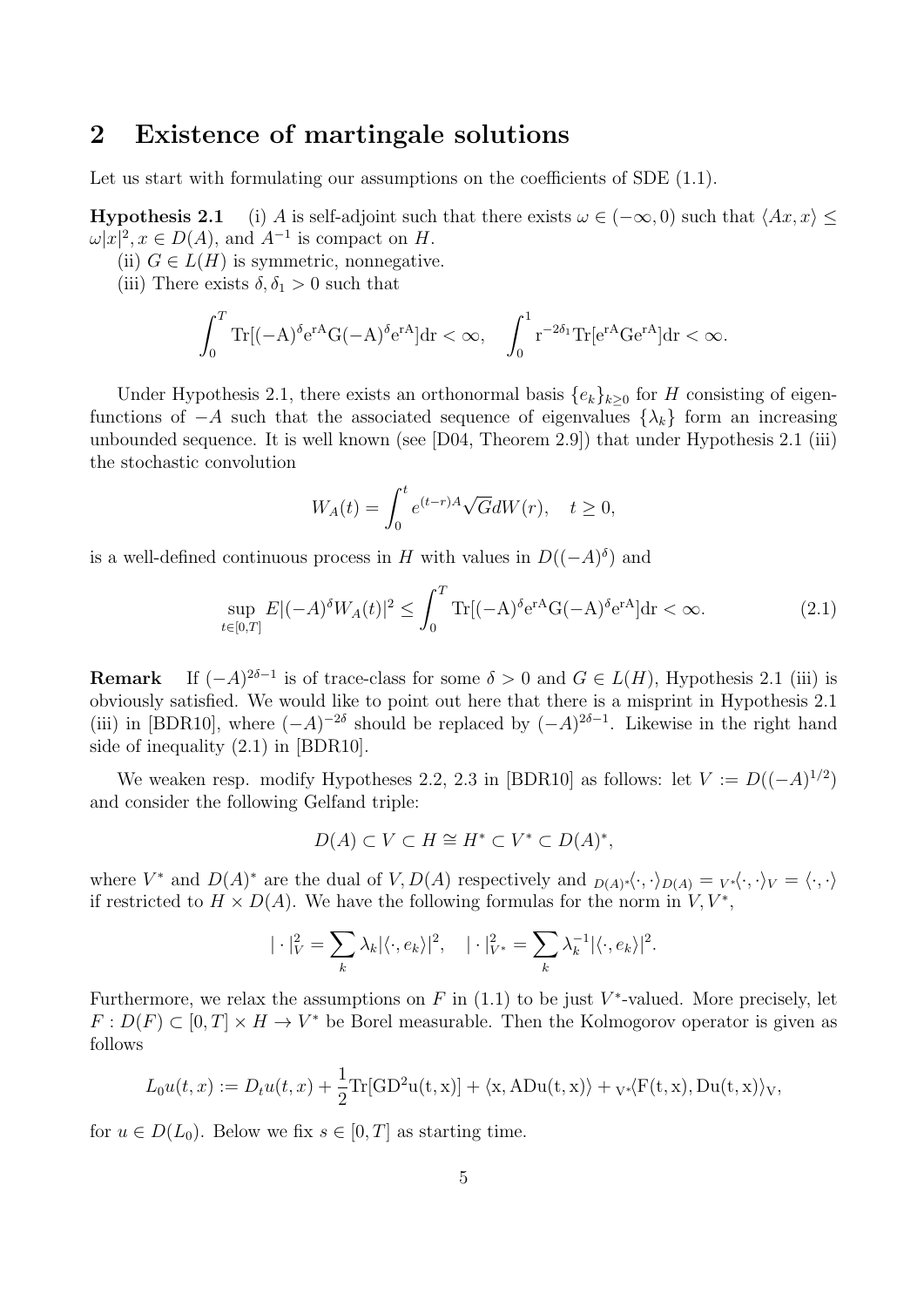## 2 Existence of martingale solutions

Let us start with formulating our assumptions on the coefficients of SDE (1.1).

**Hypothesis 2.1** (i) $A$ is self-adjoint such that there exists $\omega \in (-\infty, 0)$ such that $\langle Ax, x\rangle \leq \omega|x|^2, x \in D(A)$, and $A^{-1}$ is compact on $H$.

(ii) $G \in L(H)$ is symmetric, nonnegative.

(iii) There exists $\delta, \delta_1 > 0$ such that

$$\int_0^T \mathrm{Tr}[(-A)^\delta e^{rA} G (-A)^\delta e^{rA}] dr < \infty, \quad \int_0^1 r^{-2\delta_1} \mathrm{Tr}[e^{rA} G e^{rA}] dr < \infty.$$

Under Hypothesis 2.1, there exists an orthonormal basis $\{e_k\}_{k\geq 0}$ for $H$ consisting of eigenfunctions of $-A$ such that the associated sequence of eigenvalues $\{\lambda_k\}$ form an increasing unbounded sequence. It is well known (see [D04, Theorem 2.9]) that under Hypothesis 2.1 (iii) the stochastic convolution

$$W_A(t) = \int_0^t e^{(t-r)A} \sqrt{G} dW(r), \quad t \geq 0,$$

is a well-defined continuous process in $H$ with values in $D((-A)^\delta)$ and

$$\sup_{t\in[0,T]} E|(-A)^\delta W_A(t)|^2 \leq \int_0^T \mathrm{Tr}[(-A)^\delta e^{rA} G (-A)^\delta e^{rA}] dr < \infty. \tag{2.1}$$

**Remark** If $(-A)^{2\delta-1}$ is of trace-class for some $\delta > 0$ and $G \in L(H)$, Hypothesis 2.1 (iii) is obviously satisfied. We would like to point out here that there is a misprint in Hypothesis 2.1 (iii) in [BDR10], where $(-A)^{-2\delta}$ should be replaced by $(-A)^{2\delta-1}$. Likewise in the right hand side of inequality (2.1) in [BDR10].

We weaken resp. modify Hypotheses 2.2, 2.3 in [BDR10] as follows: let $V := D((-A)^{1/2})$ and consider the following Gelfand triple:

$$D(A) \subset V \subset H \cong H^* \subset V^* \subset D(A)^*,$$

where $V^*$ and $D(A)^*$ are the dual of $V, D(A)$ respectively and ${}_{D(A)^*}\langle\cdot,\cdot\rangle_{D(A)} = {}_{V^*}\langle\cdot,\cdot\rangle_V = \langle\cdot,\cdot\rangle$ if restricted to $H \times D(A)$. We have the following formulas for the norm in $V, V^*$,

$$|\cdot|_V^2 = \sum_k \lambda_k |\langle\cdot, e_k\rangle|^2, \quad |\cdot|_{V^*}^2 = \sum_k \lambda_k^{-1} |\langle\cdot, e_k\rangle|^2.$$

Furthermore, we relax the assumptions on $F$ in (1.1) to be just $V^*$-valued. More precisely, let $F : D(F) \subset [0,T] \times H \to V^*$ be Borel measurable. Then the Kolmogorov operator is given as follows

$$L_0 u(t,x) := D_t u(t,x) + \frac{1}{2}\mathrm{Tr}[G D^2 u(t,x)] + \langle x, ADu(t,x)\rangle + {}_{V^*}\langle F(t,x), Du(t,x)\rangle_V,$$

for $u \in D(L_0)$. Below we fix $s \in [0,T]$ as starting time.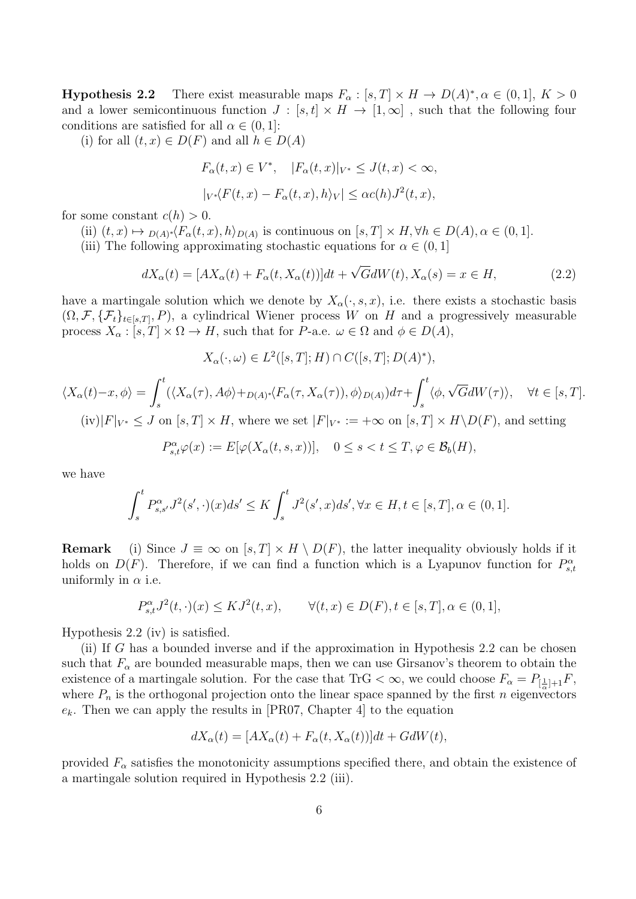**Hypothesis 2.2** There exist measurable maps $F_\alpha : [s,T] \times H \to D(A)^*, \alpha \in (0,1]$, $K > 0$ and a lower semicontinuous function $J : [s,t] \times H \to [1,\infty]$ , such that the following four conditions are satisfied for all $\alpha \in (0,1]$:

(i) for all $(t,x) \in D(F)$ and all $h \in D(A)$

$$F_\alpha(t,x) \in V^*, \quad |F_\alpha(t,x)|_{V^*} \leq J(t,x) < \infty,$$

$$|{}_{V^*}\langle F(t,x) - F_\alpha(t,x), h\rangle_V| \leq \alpha c(h) J^2(t,x),$$

for some constant $c(h) > 0$.

(ii) $(t,x) \mapsto {}_{D(A)^*}\langle F_\alpha(t,x), h\rangle_{D(A)}$ is continuous on $[s,T] \times H, \forall h \in D(A), \alpha \in (0,1]$.

(iii) The following approximating stochastic equations for $\alpha \in (0,1]$

$$dX_\alpha(t) = [AX_\alpha(t) + F_\alpha(t, X_\alpha(t))]dt + \sqrt{G}dW(t), X_\alpha(s) = x \in H, \tag{2.2}$$

have a martingale solution which we denote by $X_\alpha(\cdot, s, x)$, i.e. there exists a stochastic basis $(\Omega, \mathcal{F}, \{\mathcal{F}_t\}_{t\in[s,T]}, P)$, a cylindrical Wiener process $W$ on $H$ and a progressively measurable process $X_\alpha : [s,T] \times \Omega \to H$, such that for $P$-a.e. $\omega \in \Omega$ and $\phi \in D(A)$,

$$X_\alpha(\cdot, \omega) \in L^2([s,T]; H) \cap C([s,T]; D(A)^*),$$

$$\langle X_\alpha(t) - x, \phi\rangle = \int_s^t (\langle X_\alpha(\tau), A\phi\rangle + {}_{D(A)^*}\langle F_\alpha(\tau, X_\alpha(\tau)), \phi\rangle_{D(A)})d\tau + \int_s^t \langle \phi, \sqrt{G}dW(\tau)\rangle, \quad \forall t \in [s,T].$$

(iv) $|F|_{V^*} \leq J$ on $[s,T] \times H$, where we set $|F|_{V^*} := +\infty$ on $[s,T] \times H \backslash D(F)$, and setting

$$P^\alpha_{s,t}\varphi(x) := E[\varphi(X_\alpha(t,s,x))], \quad 0 \leq s < t \leq T, \varphi \in \mathcal{B}_b(H),$$

we have

$$\int_s^t P^\alpha_{s,s'} J^2(s', \cdot)(x) ds' \leq K \int_s^t J^2(s', x) ds', \forall x \in H, t \in [s,T], \alpha \in (0,1].$$

**Remark** (i) Since $J \equiv \infty$ on $[s,T] \times H \setminus D(F)$, the latter inequality obviously holds if it holds on $D(F)$. Therefore, if we can find a function which is a Lyapunov function for $P^\alpha_{s,t}$ uniformly in $\alpha$ i.e.

$$P^\alpha_{s,t} J^2(t, \cdot)(x) \leq K J^2(t,x), \qquad \forall (t,x) \in D(F), t \in [s,T], \alpha \in (0,1],$$

Hypothesis 2.2 (iv) is satisfied.

(ii) If $G$ has a bounded inverse and if the approximation in Hypothesis 2.2 can be chosen such that $F_\alpha$ are bounded measurable maps, then we can use Girsanov's theorem to obtain the existence of a martingale solution. For the case that $\mathrm{TrG} < \infty$, we could choose $F_\alpha = P_{[\frac{1}{\alpha}]+1}F$, where $P_n$ is the orthogonal projection onto the linear space spanned by the first $n$ eigenvectors $e_k$. Then we can apply the results in [PR07, Chapter 4] to the equation

$$dX_\alpha(t) = [AX_\alpha(t) + F_\alpha(t, X_\alpha(t))]dt + GdW(t),$$

provided $F_\alpha$ satisfies the monotonicity assumptions specified there, and obtain the existence of a martingale solution required in Hypothesis 2.2 (iii).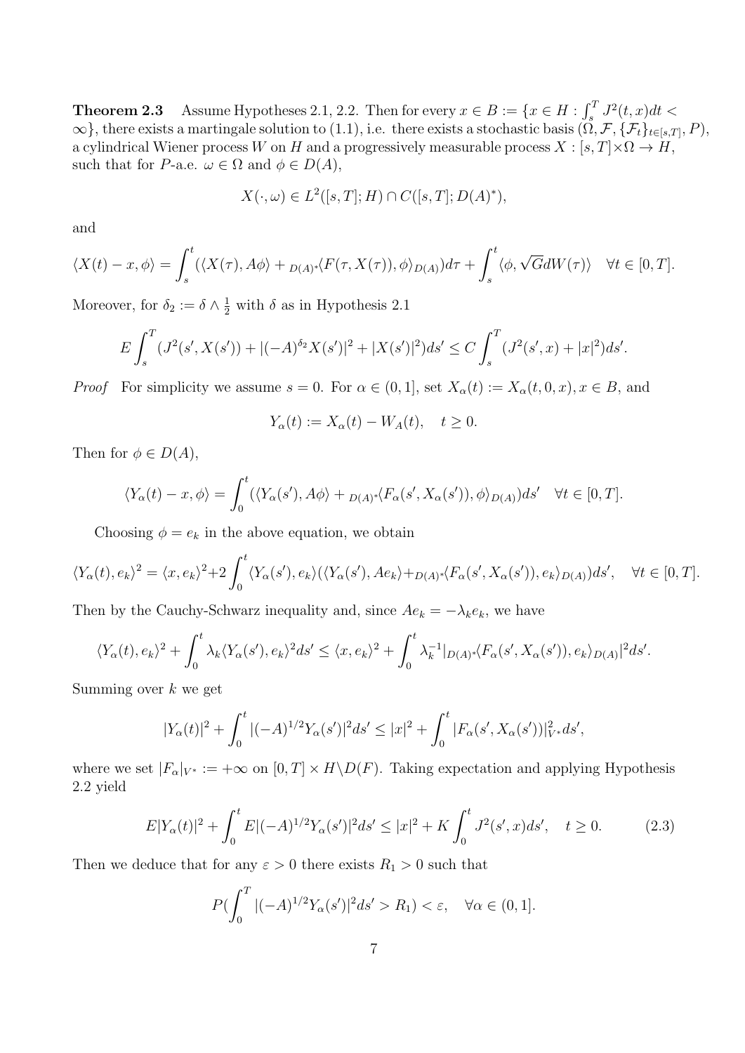**Theorem 2.3** Assume Hypotheses 2.1, 2.2. Then for every $x \in B := \{x \in H : \int_s^T J^2(t,x)dt < \infty\}$, there exists a martingale solution to (1.1), i.e. there exists a stochastic basis $(\Omega, \mathcal{F}, \{\mathcal{F}_t\}_{t\in[s,T]}, P)$, a cylindrical Wiener process $W$ on $H$ and a progressively measurable process $X : [s,T]\times\Omega \to H$, such that for $P$-a.e. $\omega \in \Omega$ and $\phi \in D(A)$,

$$X(\cdot,\omega) \in L^2([s,T];H) \cap C([s,T];D(A)^*),$$

and

$$\langle X(t) - x, \phi\rangle = \int_s^t (\langle X(\tau), A\phi\rangle + {}_{D(A)^*}\langle F(\tau, X(\tau)), \phi\rangle_{D(A)})d\tau + \int_s^t \langle \phi, \sqrt{G}dW(\tau)\rangle \quad \forall t \in [0,T].$$

Moreover, for $\delta_2 := \delta \wedge \frac{1}{2}$ with $\delta$ as in Hypothesis 2.1

$$E\int_s^T (J^2(s', X(s')) + |(-A)^{\delta_2} X(s')|^2 + |X(s')|^2)ds' \leq C\int_s^T (J^2(s',x) + |x|^2)ds'.$$

*Proof* For simplicity we assume $s = 0$. For $\alpha \in (0,1]$, set $X_\alpha(t) := X_\alpha(t,0,x), x \in B$, and

$$Y_\alpha(t) := X_\alpha(t) - W_A(t), \quad t \geq 0.$$

Then for $\phi \in D(A)$,

$$\langle Y_\alpha(t) - x, \phi\rangle = \int_0^t (\langle Y_\alpha(s'), A\phi\rangle + {}_{D(A)^*}\langle F_\alpha(s', X_\alpha(s')), \phi\rangle_{D(A)})ds' \quad \forall t \in [0,T].$$

Choosing $\phi = e_k$ in the above equation, we obtain

$$\langle Y_\alpha(t), e_k\rangle^2 = \langle x, e_k\rangle^2 + 2\int_0^t \langle Y_\alpha(s'), e_k\rangle(\langle Y_\alpha(s'), Ae_k\rangle + {}_{D(A)^*}\langle F_\alpha(s', X_\alpha(s')), e_k\rangle_{D(A)})ds', \quad \forall t \in [0,T].$$

Then by the Cauchy-Schwarz inequality and, since $Ae_k = -\lambda_k e_k$, we have

$$\langle Y_\alpha(t), e_k\rangle^2 + \int_0^t \lambda_k \langle Y_\alpha(s'), e_k\rangle^2 ds' \leq \langle x, e_k\rangle^2 + \int_0^t \lambda_k^{-1} |{}_{D(A)^*}\langle F_\alpha(s', X_\alpha(s')), e_k\rangle_{D(A)}|^2 ds'.$$

Summing over $k$ we get

$$|Y_\alpha(t)|^2 + \int_0^t |(-A)^{1/2} Y_\alpha(s')|^2 ds' \leq |x|^2 + \int_0^t |F_\alpha(s', X_\alpha(s'))|_{V^*}^2 ds',$$

where we set $|F_\alpha|_{V^*} := +\infty$ on $[0,T] \times H \backslash D(F)$. Taking expectation and applying Hypothesis 2.2 yield

$$E|Y_\alpha(t)|^2 + \int_0^t E|(-A)^{1/2} Y_\alpha(s')|^2 ds' \leq |x|^2 + K\int_0^t J^2(s',x)ds', \quad t \geq 0. \tag{2.3}$$

Then we deduce that for any $\varepsilon > 0$ there exists $R_1 > 0$ such that

$$P(\int_0^T |(-A)^{1/2} Y_\alpha(s')|^2 ds' > R_1) < \varepsilon, \quad \forall \alpha \in (0,1].$$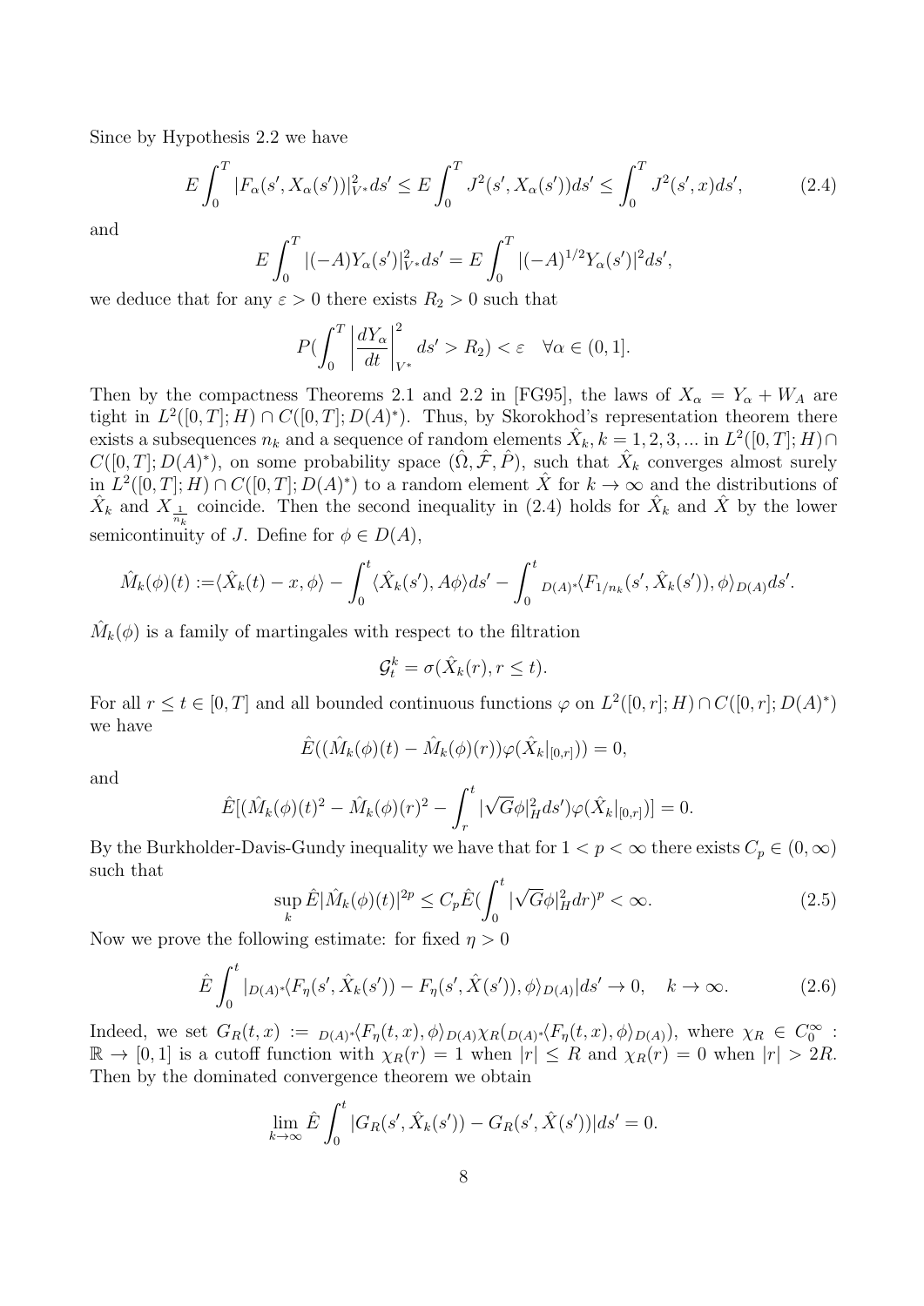Since by Hypothesis 2.2 we have

$$E\int_0^T |F_\alpha(s', X_\alpha(s'))|_{V^*}^2 ds' \le E\int_0^T J^2(s', X_\alpha(s'))ds' \le \int_0^T J^2(s', x)ds', \tag{2.4}$$

and

$$E\int_0^T |(-A)Y_\alpha(s')|_{V^*}^2 ds' = E\int_0^T |(-A)^{1/2}Y_\alpha(s')|^2 ds',$$

we deduce that for any $\varepsilon > 0$ there exists $R_2 > 0$ such that

$$P(\int_0^T \left|\frac{dY_\alpha}{dt}\right|_{V^*}^2 ds' > R_2) < \varepsilon \quad \forall \alpha \in (0,1].$$

Then by the compactness Theorems 2.1 and 2.2 in [FG95], the laws of $X_\alpha = Y_\alpha + W_A$ are tight in $L^2([0,T];H) \cap C([0,T];D(A)^*)$. Thus, by Skorokhod's representation theorem there exists a subsequences $n_k$ and a sequence of random elements $\hat{X}_k, k = 1,2,3,...$ in $L^2([0,T];H) \cap C([0,T];D(A)^*)$, on some probability space $(\hat{\Omega}, \hat{\mathcal{F}}, \hat{P})$, such that $\hat{X}_k$ converges almost surely in $L^2([0,T];H) \cap C([0,T];D(A)^*)$ to a random element $\hat{X}$ for $k \to \infty$ and the distributions of $\hat{X}_k$ and $X_{\frac{1}{n_k}}$ coincide. Then the second inequality in (2.4) holds for $\hat{X}_k$ and $\hat{X}$ by the lower semicontinuity of $J$. Define for $\phi \in D(A)$,

$$\hat{M}_k(\phi)(t) := \langle \hat{X}_k(t) - x, \phi\rangle - \int_0^t \langle \hat{X}_k(s'), A\phi\rangle ds' - \int_0^t {}_{D(A)^*}\langle F_{1/n_k}(s', \hat{X}_k(s')), \phi\rangle_{D(A)} ds'.$$

$\hat{M}_k(\phi)$ is a family of martingales with respect to the filtration

$$\mathcal{G}_t^k = \sigma(\hat{X}_k(r), r \le t).$$

For all $r \le t \in [0,T]$ and all bounded continuous functions $\varphi$ on $L^2([0,r];H) \cap C([0,r];D(A)^*)$ we have

$$\hat{E}((\hat{M}_k(\phi)(t) - \hat{M}_k(\phi)(r))\varphi(\hat{X}_k|_{[0,r]})) = 0,$$

and

$$\hat{E}[(\hat{M}_k(\phi)(t)^2 - \hat{M}_k(\phi)(r)^2 - \int_r^t |\sqrt{G}\phi|_H^2 ds')\varphi(\hat{X}_k|_{[0,r]})] = 0.$$

By the Burkholder-Davis-Gundy inequality we have that for $1 < p < \infty$ there exists $C_p \in (0,\infty)$ such that

$$\sup_k \hat{E}|\hat{M}_k(\phi)(t)|^{2p} \le C_p \hat{E}(\int_0^t |\sqrt{G}\phi|_H^2 dr)^p < \infty. \tag{2.5}$$

Now we prove the following estimate: for fixed $\eta > 0$

$$\hat{E}\int_0^t |{}_{D(A)^*}\langle F_\eta(s', \hat{X}_k(s')) - F_\eta(s', \hat{X}(s')), \phi\rangle_{D(A)}| ds' \to 0, \quad k \to \infty. \tag{2.6}$$

Indeed, we set $G_R(t,x) := {}_{D(A)^*}\langle F_\eta(t,x), \phi\rangle_{D(A)} \chi_R({}_{D(A)^*}\langle F_\eta(t,x), \phi\rangle_{D(A)})$, where $\chi_R \in C_0^\infty : \mathbb{R} \to [0,1]$ is a cutoff function with $\chi_R(r) = 1$ when $|r| \le R$ and $\chi_R(r) = 0$ when $|r| > 2R$. Then by the dominated convergence theorem we obtain

$$\lim_{k\to\infty} \hat{E}\int_0^t |G_R(s', \hat{X}_k(s')) - G_R(s', \hat{X}(s'))| ds' = 0.$$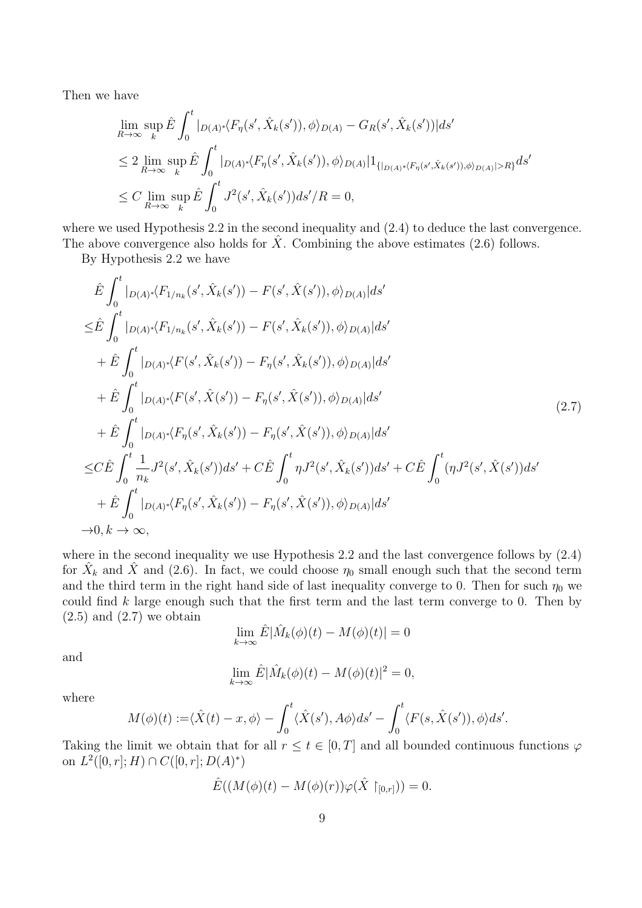Then we have

$$
\begin{aligned}
&\lim_{R\to\infty}\sup_k \hat{E}\int_0^t |_{D(A)^*}\langle F_\eta(s',\hat{X}_k(s')),\phi\rangle_{D(A)} - G_R(s',\hat{X}_k(s'))|ds' \\
\leq\, & 2\lim_{R\to\infty}\sup_k \hat{E}\int_0^t |_{D(A)^*}\langle F_\eta(s',\hat{X}_k(s')),\phi\rangle_{D(A)}|1_{\{|_{D(A)^*}\langle F_\eta(s',\hat{X}_k(s')),\phi\rangle_{D(A)}|>R\}}ds' \\
\leq\, & C\lim_{R\to\infty}\sup_k \hat{E}\int_0^t J^2(s',\hat{X}_k(s'))ds'/R = 0,
\end{aligned}
$$

where we used Hypothesis 2.2 in the second inequality and (2.4) to deduce the last convergence. The above convergence also holds for $\hat{X}$. Combining the above estimates (2.6) follows.

By Hypothesis 2.2 we have

$$
\begin{aligned}
&\hat{E}\int_0^t |_{D(A)^*}\langle F_{1/n_k}(s',\hat{X}_k(s')) - F(s',\hat{X}(s')),\phi\rangle_{D(A)}|ds' \\
\leq&\hat{E}\int_0^t |_{D(A)^*}\langle F_{1/n_k}(s',\hat{X}_k(s')) - F(s',\hat{X}_k(s')),\phi\rangle_{D(A)}|ds' \\
&+\hat{E}\int_0^t |_{D(A)^*}\langle F(s',\hat{X}_k(s')) - F_\eta(s',\hat{X}_k(s')),\phi\rangle_{D(A)}|ds' \\
&+\hat{E}\int_0^t |_{D(A)^*}\langle F(s',\hat{X}(s')) - F_\eta(s',\hat{X}(s')),\phi\rangle_{D(A)}|ds' \\
&+\hat{E}\int_0^t |_{D(A)^*}\langle F_\eta(s',\hat{X}_k(s')) - F_\eta(s',\hat{X}(s')),\phi\rangle_{D(A)}|ds' \\
\leq& C\hat{E}\int_0^t \frac{1}{n_k}J^2(s',\hat{X}_k(s'))ds' + C\hat{E}\int_0^t \eta J^2(s',\hat{X}_k(s'))ds' + C\hat{E}\int_0^t (\eta J^2(s',\hat{X}(s'))ds' \\
&+\hat{E}\int_0^t |_{D(A)^*}\langle F_\eta(s',\hat{X}_k(s')) - F_\eta(s',\hat{X}(s')),\phi\rangle_{D(A)}|ds' \\
\to& 0, k\to\infty,
\end{aligned}
\tag{2.7}
$$

where in the second inequality we use Hypothesis 2.2 and the last convergence follows by (2.4) for $\hat{X}_k$ and $\hat{X}$ and (2.6). In fact, we could choose $\eta_0$ small enough such that the second term and the third term in the right hand side of last inequality converge to 0. Then for such $\eta_0$ we could find $k$ large enough such that the first term and the last term converge to 0. Then by (2.5) and (2.7) we obtain

$$
\lim_{k\to\infty}\hat{E}|\hat{M}_k(\phi)(t) - M(\phi)(t)| = 0
$$

and

$$
\lim_{k\to\infty}\hat{E}|\hat{M}_k(\phi)(t) - M(\phi)(t)|^2 = 0,
$$

where

$$
M(\phi)(t) := \langle \hat{X}(t) - x,\phi\rangle - \int_0^t \langle \hat{X}(s'),A\phi\rangle ds' - \int_0^t \langle F(s,\hat{X}(s')),\phi\rangle ds'.
$$

Taking the limit we obtain that for all $r \leq t \in [0,T]$ and all bounded continuous functions $\varphi$ on $L^2([0,r];H)\cap C([0,r];D(A)^*)$

$$
\hat{E}((M(\phi)(t) - M(\phi)(r))\varphi(\hat{X}\restriction_{[0,r]})) = 0.
$$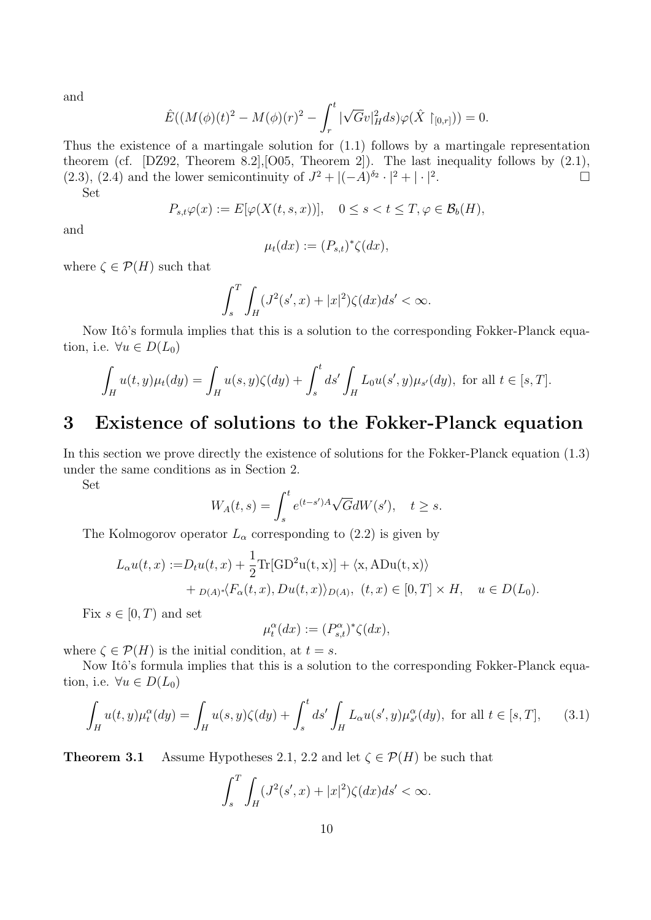and

$$\hat{E}((M(\phi)(t)^2 - M(\phi)(r)^2 - \int_r^t |\sqrt{G}v|_H^2 ds)\varphi(\hat{X}\restriction_{[0,r]})) = 0.$$

Thus the existence of a martingale solution for (1.1) follows by a martingale representation theorem (cf. [DZ92, Theorem 8.2],[O05, Theorem 2]). The last inequality follows by (2.1), (2.3), (2.4) and the lower semicontinuity of $J^2 + |(-A)^{\delta_2} \cdot|^2 + |\cdot|^2$. $\square$

Set

$$P_{s,t}\varphi(x) := E[\varphi(X(t,s,x))], \quad 0 \le s < t \le T, \varphi \in \mathcal{B}_b(H),$$

and

$$\mu_t(dx) := (P_{s,t})^*\zeta(dx),$$

where $\zeta \in \mathcal{P}(H)$ such that

$$\int_s^T \int_H (J^2(s',x) + |x|^2)\zeta(dx)ds' < \infty.$$

Now Itô's formula implies that this is a solution to the corresponding Fokker-Planck equation, i.e. $\forall u \in D(L_0)$

$$\int_H u(t,y)\mu_t(dy) = \int_H u(s,y)\zeta(dy) + \int_s^t ds' \int_H L_0 u(s',y)\mu_{s'}(dy), \text{ for all } t \in [s,T].$$

# 3 Existence of solutions to the Fokker-Planck equation

In this section we prove directly the existence of solutions for the Fokker-Planck equation (1.3) under the same conditions as in Section 2.

Set

$$W_A(t,s) = \int_s^t e^{(t-s')A}\sqrt{G}dW(s'), \quad t \ge s.$$

The Kolmogorov operator $L_\alpha$ corresponding to (2.2) is given by

$$\begin{aligned} L_\alpha u(t,x) :=& D_t u(t,x) + \frac{1}{2}\mathrm{Tr}[\mathrm{G}D^2 u(t,x)] + \langle x, ADu(t,x)\rangle \\ &+ {}_{D(A)^*}\langle F_\alpha(t,x), Du(t,x)\rangle_{D(A)}, \ (t,x) \in [0,T] \times H, \quad u \in D(L_0). \end{aligned}$$

Fix $s \in [0,T)$ and set

$$\mu_t^\alpha(dx) := (P_{s,t}^\alpha)^*\zeta(dx),$$

where $\zeta \in \mathcal{P}(H)$ is the initial condition, at $t = s$.

Now Itô's formula implies that this is a solution to the corresponding Fokker-Planck equation, i.e. $\forall u \in D(L_0)$

$$\int_H u(t,y)\mu_t^\alpha(dy) = \int_H u(s,y)\zeta(dy) + \int_s^t ds' \int_H L_\alpha u(s',y)\mu_{s'}^\alpha(dy), \text{ for all } t \in [s,T], \tag{3.1}$$

**Theorem 3.1** Assume Hypotheses 2.1, 2.2 and let $\zeta \in \mathcal{P}(H)$ be such that

$$\int_s^T \int_H (J^2(s',x) + |x|^2)\zeta(dx)ds' < \infty.$$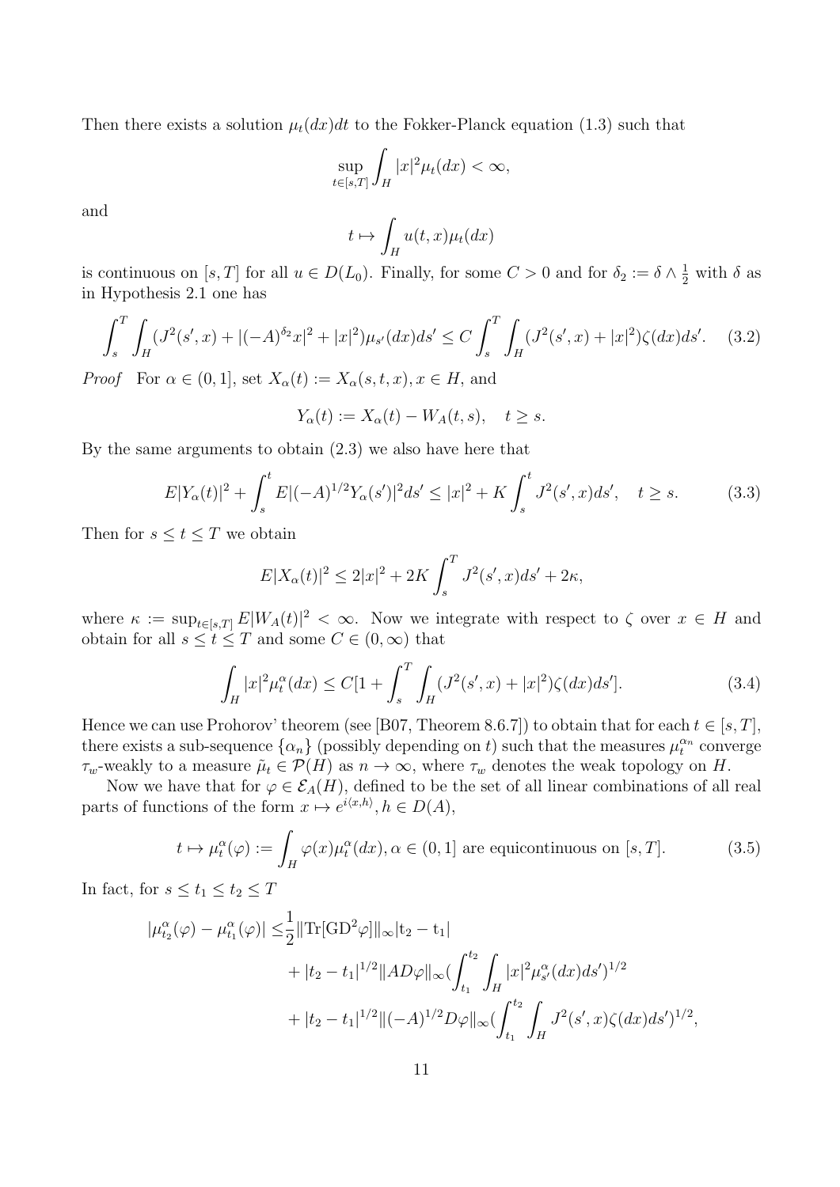Then there exists a solution $\mu_t(dx)dt$ to the Fokker-Planck equation (1.3) such that

$$\sup_{t\in[s,T]}\int_H |x|^2\mu_t(dx)<\infty,$$

and

$$t\mapsto \int_H u(t,x)\mu_t(dx)$$

is continuous on $[s,T]$ for all $u\in D(L_0)$. Finally, for some $C>0$ and for $\delta_2:=\delta\wedge\frac{1}{2}$ with $\delta$ as in Hypothesis 2.1 one has

$$\int_s^T\int_H (J^2(s',x)+|(-A)^{\delta_2}x|^2+|x|^2)\mu_{s'}(dx)ds'\le C\int_s^T\int_H (J^2(s',x)+|x|^2)\zeta(dx)ds'. \tag{3.2}$$

*Proof* For $\alpha\in(0,1]$, set $X_\alpha(t):=X_\alpha(s,t,x), x\in H$, and

$$Y_\alpha(t):=X_\alpha(t)-W_A(t,s),\quad t\ge s.$$

By the same arguments to obtain (2.3) we also have here that

$$E|Y_\alpha(t)|^2+\int_s^t E|(-A)^{1/2}Y_\alpha(s')|^2ds'\le |x|^2+K\int_s^t J^2(s',x)ds',\quad t\ge s. \tag{3.3}$$

Then for $s\le t\le T$ we obtain

$$E|X_\alpha(t)|^2\le 2|x|^2+2K\int_s^T J^2(s',x)ds'+2\kappa,$$

where $\kappa:=\sup_{t\in[s,T]}E|W_A(t)|^2<\infty$. Now we integrate with respect to $\zeta$ over $x\in H$ and obtain for all $s\le t\le T$ and some $C\in(0,\infty)$ that

$$\int_H |x|^2\mu_t^\alpha(dx)\le C[1+\int_s^T\int_H (J^2(s',x)+|x|^2)\zeta(dx)ds']. \tag{3.4}$$

Hence we can use Prohorov' theorem (see [B07, Theorem 8.6.7]) to obtain that for each $t\in[s,T]$, there exists a sub-sequence $\{\alpha_n\}$ (possibly depending on $t$) such that the measures $\mu_t^{\alpha_n}$ converge $\tau_w$-weakly to a measure $\tilde{\mu}_t\in\mathcal{P}(H)$ as $n\to\infty$, where $\tau_w$ denotes the weak topology on $H$.

Now we have that for $\varphi\in\mathcal{E}_A(H)$, defined to be the set of all linear combinations of all real parts of functions of the form $x\mapsto e^{i\langle x,h\rangle}, h\in D(A)$,

$$t\mapsto \mu_t^\alpha(\varphi):=\int_H\varphi(x)\mu_t^\alpha(dx), \alpha\in(0,1] \text{ are equicontinuous on } [s,T]. \tag{3.5}$$

In fact, for $s\le t_1\le t_2\le T$

$$\begin{aligned}|\mu_{t_2}^\alpha(\varphi)-\mu_{t_1}^\alpha(\varphi)|\le&\frac{1}{2}\|\mathrm{Tr}[GD^2\varphi]\|_\infty|t_2-t_1|\\&+|t_2-t_1|^{1/2}\|AD\varphi\|_\infty(\int_{t_1}^{t_2}\int_H|x|^2\mu_{s'}^\alpha(dx)ds')^{1/2}\\&+|t_2-t_1|^{1/2}\|(-A)^{1/2}D\varphi\|_\infty(\int_{t_1}^{t_2}\int_H J^2(s',x)\zeta(dx)ds')^{1/2},\end{aligned}$$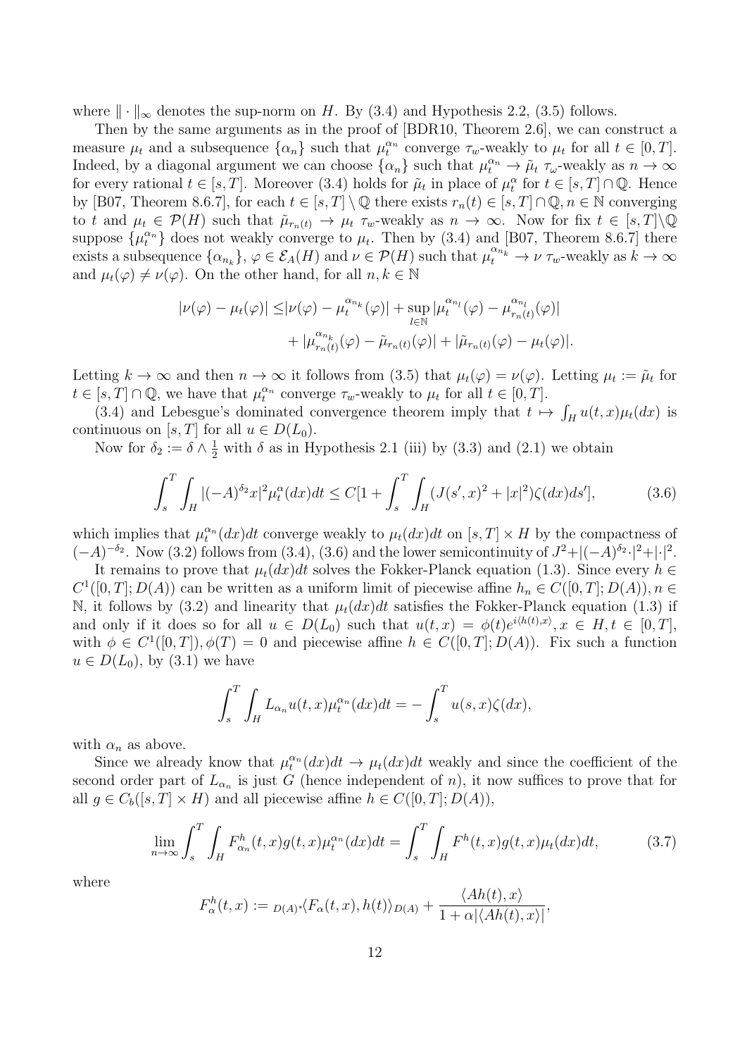where $\|\cdot\|_\infty$ denotes the sup-norm on $H$. By (3.4) and Hypothesis 2.2, (3.5) follows.

Then by the same arguments as in the proof of [BDR10, Theorem 2.6], we can construct a measure $\mu_t$ and a subsequence $\{\alpha_n\}$ such that $\mu_t^{\alpha_n}$ converge $\tau_w$-weakly to $\mu_t$ for all $t \in [0,T]$. Indeed, by a diagonal argument we can choose $\{\alpha_n\}$ such that $\mu_t^{\alpha_n} \to \tilde{\mu}_t$ $\tau_\omega$-weakly as $n \to \infty$ for every rational $t \in [s,T]$. Moreover (3.4) holds for $\tilde{\mu}_t$ in place of $\mu_t^\alpha$ for $t \in [s,T] \cap \mathbb{Q}$. Hence by [B07, Theorem 8.6.7], for each $t \in [s,T] \setminus \mathbb{Q}$ there exists $r_n(t) \in [s,T] \cap \mathbb{Q}, n \in \mathbb{N}$ converging to $t$ and $\mu_t \in \mathcal{P}(H)$ such that $\tilde{\mu}_{r_n(t)} \to \mu_t$ $\tau_w$-weakly as $n \to \infty$. Now for fix $t \in [s,T] \setminus \mathbb{Q}$ suppose $\{\mu_t^{\alpha_n}\}$ does not weakly converge to $\mu_t$. Then by (3.4) and [B07, Theorem 8.6.7] there exists a subsequence $\{\alpha_{n_k}\}$, $\varphi \in \mathcal{E}_A(H)$ and $\nu \in \mathcal{P}(H)$ such that $\mu_t^{\alpha_{n_k}} \to \nu$ $\tau_w$-weakly as $k \to \infty$ and $\mu_t(\varphi) \neq \nu(\varphi)$. On the other hand, for all $n, k \in \mathbb{N}$

$$
\begin{aligned}
|\nu(\varphi) - \mu_t(\varphi)| \leq & |\nu(\varphi) - \mu_t^{\alpha_{n_k}}(\varphi)| + \sup_{l \in \mathbb{N}} |\mu_t^{\alpha_{n_l}}(\varphi) - \mu_{r_n(t)}^{\alpha_{n_l}}(\varphi)| \\
& + |\mu_{r_n(t)}^{\alpha_{n_k}}(\varphi) - \tilde{\mu}_{r_n(t)}(\varphi)| + |\tilde{\mu}_{r_n(t)}(\varphi) - \mu_t(\varphi)|.
\end{aligned}
$$

Letting $k \to \infty$ and then $n \to \infty$ it follows from (3.5) that $\mu_t(\varphi) = \nu(\varphi)$. Letting $\mu_t := \tilde{\mu}_t$ for $t \in [s,T] \cap \mathbb{Q}$, we have that $\mu_t^{\alpha_n}$ converge $\tau_w$-weakly to $\mu_t$ for all $t \in [0,T]$.

(3.4) and Lebesgue's dominated convergence theorem imply that $t \mapsto \int_H u(t,x)\mu_t(dx)$ is continuous on $[s,T]$ for all $u \in D(L_0)$.

Now for $\delta_2 := \delta \wedge \frac{1}{2}$ with $\delta$ as in Hypothesis 2.1 (iii) by (3.3) and (2.1) we obtain

$$
\int_s^T \int_H |(-A)^{\delta_2} x|^2 \mu_t^\alpha(dx)dt \leq C[1 + \int_s^T \int_H (J(s',x)^2 + |x|^2)\zeta(dx)ds'], \tag{3.6}
$$

which implies that $\mu_t^{\alpha_n}(dx)dt$ converge weakly to $\mu_t(dx)dt$ on $[s,T] \times H$ by the compactness of $(-A)^{-\delta_2}$. Now (3.2) follows from (3.4), (3.6) and the lower semicontinuity of $J^2 + |(-A)^{\delta_2} \cdot|^2 + |\cdot|^2$.

It remains to prove that $\mu_t(dx)dt$ solves the Fokker-Planck equation (1.3). Since every $h \in C^1([0,T]; D(A))$ can be written as a uniform limit of piecewise affine $h_n \in C([0,T]; D(A)), n \in \mathbb{N}$, it follows by (3.2) and linearity that $\mu_t(dx)dt$ satisfies the Fokker-Planck equation (1.3) if and only if it does so for all $u \in D(L_0)$ such that $u(t,x) = \phi(t)e^{i\langle h(t),x\rangle}, x \in H, t \in [0,T]$, with $\phi \in C^1([0,T]), \phi(T) = 0$ and piecewise affine $h \in C([0,T]; D(A))$. Fix such a function $u \in D(L_0)$, by (3.1) we have

$$
\int_s^T \int_H L_{\alpha_n} u(t,x) \mu_t^{\alpha_n}(dx)dt = -\int_s^T u(s,x)\zeta(dx),
$$

with $\alpha_n$ as above.

Since we already know that $\mu_t^{\alpha_n}(dx)dt \to \mu_t(dx)dt$ weakly and since the coefficient of the second order part of $L_{\alpha_n}$ is just $G$ (hence independent of $n$), it now suffices to prove that for all $g \in C_b([s,T] \times H)$ and all piecewise affine $h \in C([0,T]; D(A))$,

$$
\lim_{n \to \infty} \int_s^T \int_H F_{\alpha_n}^h(t,x) g(t,x) \mu_t^{\alpha_n}(dx)dt = \int_s^T \int_H F^h(t,x) g(t,x) \mu_t(dx)dt, \tag{3.7}
$$

where

$$
F_\alpha^h(t,x) := {}_{D(A)^*}\langle F_\alpha(t,x), h(t) \rangle_{D(A)} + \frac{\langle Ah(t), x \rangle}{1 + \alpha |\langle Ah(t), x \rangle|},
$$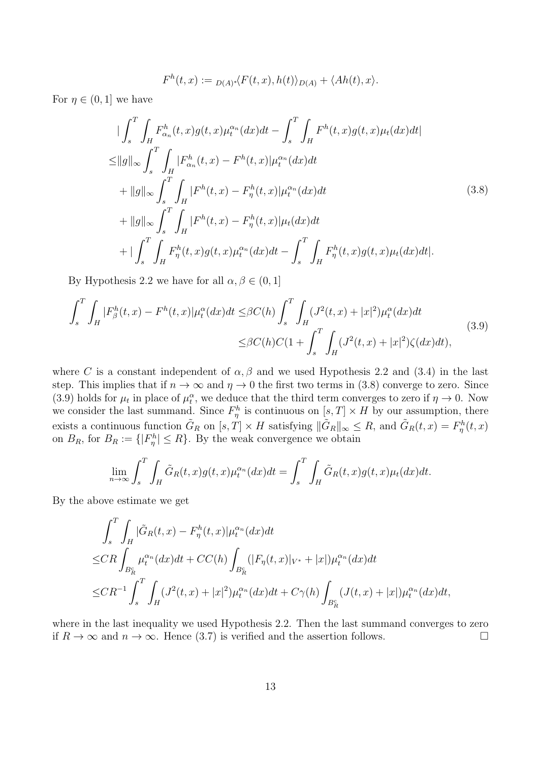$$F^h(t,x) := {}_{D(A)^*}\langle F(t,x), h(t)\rangle_{D(A)} + \langle Ah(t), x\rangle.$$

For $\eta \in (0,1]$ we have

$$
\begin{aligned}
&|\int_s^T\int_H F^h_{\alpha_n}(t,x)g(t,x)\mu_t^{\alpha_n}(dx)dt - \int_s^T\int_H F^h(t,x)g(t,x)\mu_t(dx)dt| \\
\le&\|g\|_\infty\int_s^T\int_H |F^h_{\alpha_n}(t,x)-F^h(t,x)|\mu_t^{\alpha_n}(dx)dt \\
&+\|g\|_\infty\int_s^T\int_H |F^h(t,x)-F^h_\eta(t,x)|\mu_t^{\alpha_n}(dx)dt \\
&+\|g\|_\infty\int_s^T\int_H |F^h(t,x)-F^h_\eta(t,x)|\mu_t(dx)dt \\
&+|\int_s^T\int_H F^h_\eta(t,x)g(t,x)\mu_t^{\alpha_n}(dx)dt - \int_s^T\int_H F^h_\eta(t,x)g(t,x)\mu_t(dx)dt|.
\end{aligned}
\tag{3.8}
$$

By Hypothesis 2.2 we have for all $\alpha, \beta \in (0,1]$

$$
\begin{aligned}
\int_s^T\int_H |F^h_\beta(t,x)-F^h(t,x)|\mu_t^\alpha(dx)dt \le&\beta C(h)\int_s^T\int_H (J^2(t,x)+|x|^2)\mu_t^\alpha(dx)dt \\
\le&\beta C(h)C(1+\int_s^T\int_H (J^2(t,x)+|x|^2)\zeta(dx)dt),
\end{aligned}
\tag{3.9}
$$

where $C$ is a constant independent of $\alpha, \beta$ and we used Hypothesis 2.2 and (3.4) in the last step. This implies that if $n\to\infty$ and $\eta\to 0$ the first two terms in (3.8) converge to zero. Since (3.9) holds for $\mu_t$ in place of $\mu_t^\alpha$, we deduce that the third term converges to zero if $\eta\to 0$. Now we consider the last summand. Since $F^h_\eta$ is continuous on $[s,T]\times H$ by our assumption, there exists a continuous function $\tilde{G}_R$ on $[s,T]\times H$ satisfying $\|\tilde{G}_R\|_\infty \le R$, and $\tilde{G}_R(t,x) = F^h_\eta(t,x)$ on $B_R$, for $B_R := \{|F^h_\eta| \le R\}$. By the weak convergence we obtain

$$\lim_{n\to\infty}\int_s^T\int_H \tilde{G}_R(t,x)g(t,x)\mu_t^{\alpha_n}(dx)dt = \int_s^T\int_H \tilde{G}_R(t,x)g(t,x)\mu_t(dx)dt.$$

By the above estimate we get

$$
\begin{aligned}
&\int_s^T\int_H |\tilde{G}_R(t,x)-F^h_\eta(t,x)|\mu_t^{\alpha_n}(dx)dt \\
\le&CR\int_{B_R^c}\mu_t^{\alpha_n}(dx)dt + CC(h)\int_{B_R^c}(|F_\eta(t,x)|_{V^*}+|x|)\mu_t^{\alpha_n}(dx)dt \\
\le&CR^{-1}\int_s^T\int_H (J^2(t,x)+|x|^2)\mu_t^{\alpha_n}(dx)dt + C\gamma(h)\int_{B_R^c}(J(t,x)+|x|)\mu_t^{\alpha_n}(dx)dt,
\end{aligned}
$$

where in the last inequality we used Hypothesis 2.2. Then the last summand converges to zero if $R\to\infty$ and $n\to\infty$. Hence (3.7) is verified and the assertion follows. $\square$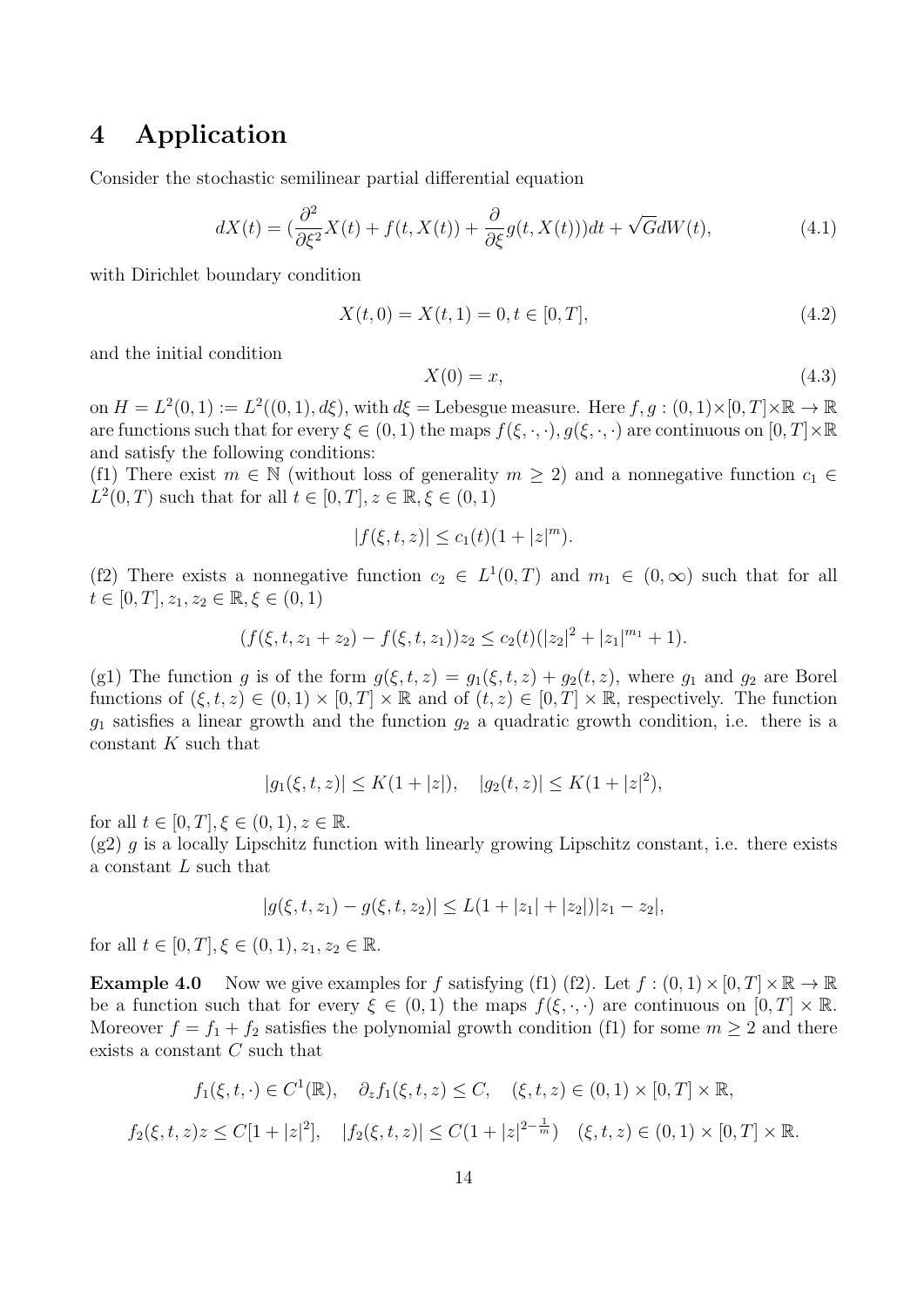# 4 Application

Consider the stochastic semilinear partial differential equation

$$dX(t) = (\frac{\partial^2}{\partial \xi^2} X(t) + f(t, X(t)) + \frac{\partial}{\partial \xi} g(t, X(t)))dt + \sqrt{G} dW(t), \tag{4.1}$$

with Dirichlet boundary condition

$$X(t, 0) = X(t, 1) = 0, t \in [0, T], \tag{4.2}$$

and the initial condition

$$X(0) = x, \tag{4.3}$$

on $H = L^2(0,1) := L^2((0,1), d\xi)$, with $d\xi =$ Lebesgue measure. Here $f, g : (0,1) \times [0,T] \times \mathbb{R} \to \mathbb{R}$ are functions such that for every $\xi \in (0,1)$ the maps $f(\xi, \cdot, \cdot), g(\xi, \cdot, \cdot)$ are continuous on $[0,T] \times \mathbb{R}$ and satisfy the following conditions:

(f1) There exist $m \in \mathbb{N}$ (without loss of generality $m \geq 2$) and a nonnegative function $c_1 \in L^2(0,T)$ such that for all $t \in [0,T], z \in \mathbb{R}, \xi \in (0,1)$

$$|f(\xi, t, z)| \leq c_1(t)(1 + |z|^m).$$

(f2) There exists a nonnegative function $c_2 \in L^1(0,T)$ and $m_1 \in (0, \infty)$ such that for all $t \in [0,T], z_1, z_2 \in \mathbb{R}, \xi \in (0,1)$

$$(f(\xi, t, z_1 + z_2) - f(\xi, t, z_1))z_2 \leq c_2(t)(|z_2|^2 + |z_1|^{m_1} + 1).$$

(g1) The function $g$ is of the form $g(\xi, t, z) = g_1(\xi, t, z) + g_2(t, z)$, where $g_1$ and $g_2$ are Borel functions of $(\xi, t, z) \in (0,1) \times [0,T] \times \mathbb{R}$ and of $(t, z) \in [0,T] \times \mathbb{R}$, respectively. The function $g_1$ satisfies a linear growth and the function $g_2$ a quadratic growth condition, i.e. there is a constant $K$ such that

$$|g_1(\xi, t, z)| \leq K(1 + |z|), \quad |g_2(t, z)| \leq K(1 + |z|^2),$$

for all $t \in [0,T], \xi \in (0,1), z \in \mathbb{R}$.

(g2) $g$ is a locally Lipschitz function with linearly growing Lipschitz constant, i.e. there exists a constant $L$ such that

$$|g(\xi, t, z_1) - g(\xi, t, z_2)| \leq L(1 + |z_1| + |z_2|)|z_1 - z_2|,$$

for all $t \in [0,T], \xi \in (0,1), z_1, z_2 \in \mathbb{R}$.

**Example 4.0** Now we give examples for $f$ satisfying (f1) (f2). Let $f : (0,1) \times [0,T] \times \mathbb{R} \to \mathbb{R}$ be a function such that for every $\xi \in (0,1)$ the maps $f(\xi, \cdot, \cdot)$ are continuous on $[0,T] \times \mathbb{R}$. Moreover $f = f_1 + f_2$ satisfies the polynomial growth condition (f1) for some $m \geq 2$ and there exists a constant $C$ such that

$$f_1(\xi, t, \cdot) \in C^1(\mathbb{R}), \quad \partial_z f_1(\xi, t, z) \leq C, \quad (\xi, t, z) \in (0,1) \times [0,T] \times \mathbb{R},$$

$$f_2(\xi, t, z)z \leq C[1 + |z|^2], \quad |f_2(\xi, t, z)| \leq C(1 + |z|^{2 - \frac{1}{m}}) \quad (\xi, t, z) \in (0,1) \times [0,T] \times \mathbb{R}.$$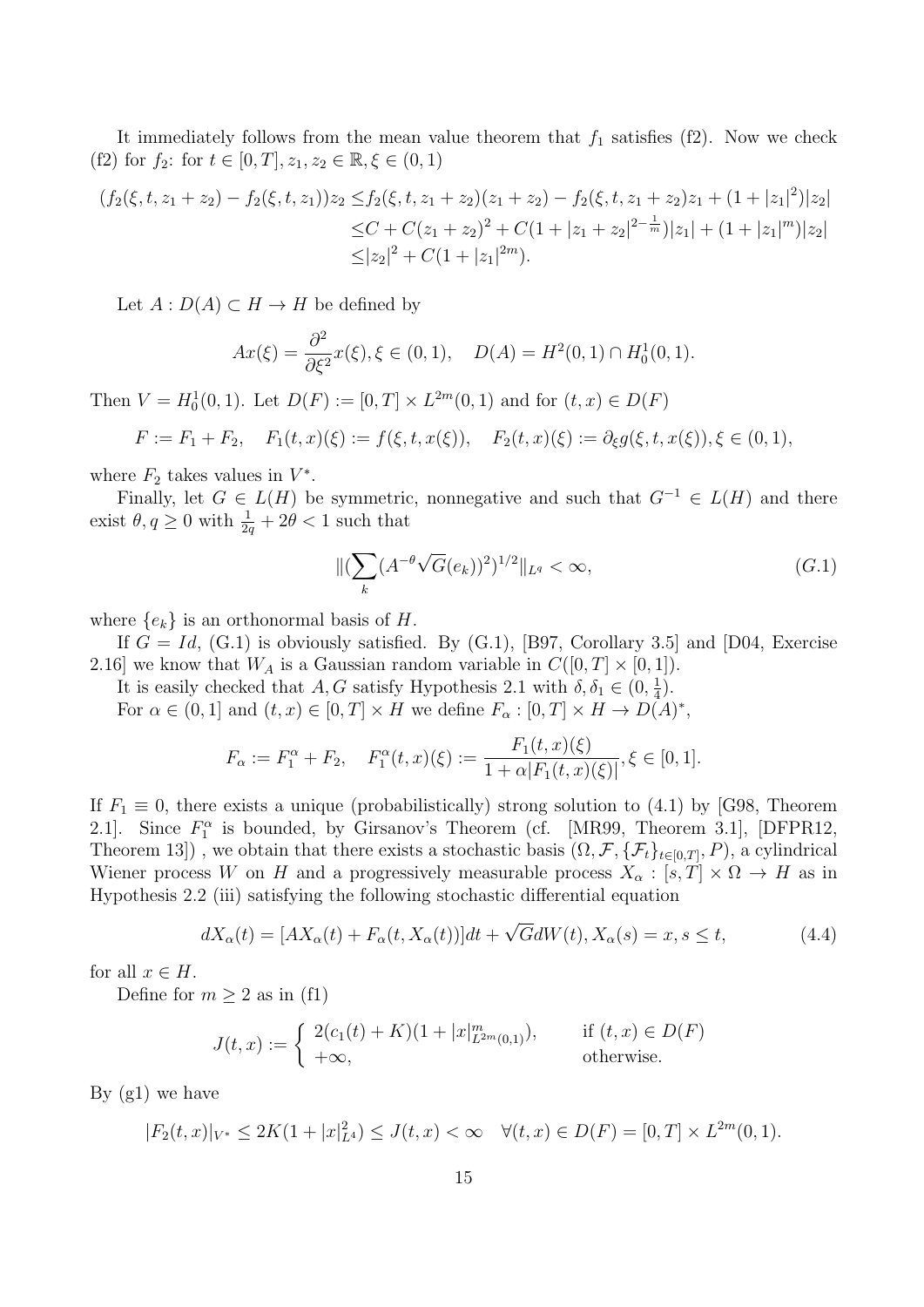It immediately follows from the mean value theorem that $f_1$ satisfies (f2). Now we check (f2) for $f_2$: for $t \in [0,T], z_1, z_2 \in \mathbb{R}, \xi \in (0,1)$

$$
\begin{aligned}
(f_2(\xi,t,z_1+z_2) - f_2(\xi,t,z_1))z_2 \leq & f_2(\xi,t,z_1+z_2)(z_1+z_2) - f_2(\xi,t,z_1+z_2)z_1 + (1+|z_1|^2)|z_2| \\
\leq & C + C(z_1+z_2)^2 + C(1+|z_1+z_2|^{2-\frac{1}{m}})|z_1| + (1+|z_1|^m)|z_2| \\
\leq & |z_2|^2 + C(1+|z_1|^{2m}).
\end{aligned}
$$

Let $A : D(A) \subset H \to H$ be defined by

$$
Ax(\xi) = \frac{\partial^2}{\partial \xi^2} x(\xi), \xi \in (0,1), \quad D(A) = H^2(0,1) \cap H_0^1(0,1).
$$

Then $V = H_0^1(0,1)$. Let $D(F) := [0,T] \times L^{2m}(0,1)$ and for $(t,x) \in D(F)$

$$
F := F_1 + F_2, \quad F_1(t,x)(\xi) := f(\xi,t,x(\xi)), \quad F_2(t,x)(\xi) := \partial_\xi g(\xi,t,x(\xi)), \xi \in (0,1),
$$

where $F_2$ takes values in $V^*$.

Finally, let $G \in L(H)$ be symmetric, nonnegative and such that $G^{-1} \in L(H)$ and there exist $\theta, q \geq 0$ with $\frac{1}{2q} + 2\theta < 1$ such that

$$
\|(\sum_k (A^{-\theta}\sqrt{G}(e_k))^2)^{1/2}\|_{L^q} < \infty, \tag{G.1}
$$

where $\{e_k\}$ is an orthonormal basis of $H$.

If $G = Id$, (G.1) is obviously satisfied. By (G.1), [B97, Corollary 3.5] and [D04, Exercise 2.16] we know that $W_A$ is a Gaussian random variable in $C([0,T] \times [0,1])$.

It is easily checked that $A, G$ satisfy Hypothesis 2.1 with $\delta, \delta_1 \in (0, \frac{1}{4})$.

For $\alpha \in (0,1]$ and $(t,x) \in [0,T] \times H$ we define $F_\alpha : [0,T] \times H \to D(A)^*$,

$$
F_\alpha := F_1^\alpha + F_2, \quad F_1^\alpha(t,x)(\xi) := \frac{F_1(t,x)(\xi)}{1 + \alpha|F_1(t,x)(\xi)|}, \xi \in [0,1].
$$

If $F_1 \equiv 0$, there exists a unique (probabilistically) strong solution to (4.1) by [G98, Theorem 2.1]. Since $F_1^\alpha$ is bounded, by Girsanov's Theorem (cf. [MR99, Theorem 3.1], [DFPR12, Theorem 13]) , we obtain that there exists a stochastic basis $(\Omega, \mathcal{F}, \{\mathcal{F}_t\}_{t \in [0,T]}, P)$, a cylindrical Wiener process $W$ on $H$ and a progressively measurable process $X_\alpha : [s,T] \times \Omega \to H$ as in Hypothesis 2.2 (iii) satisfying the following stochastic differential equation

$$
dX_\alpha(t) = [AX_\alpha(t) + F_\alpha(t, X_\alpha(t))]dt + \sqrt{G}dW(t), X_\alpha(s) = x, s \leq t, \tag{4.4}
$$

for all $x \in H$.

Define for $m \geq 2$ as in (f1)

$$
J(t,x) := \begin{cases} 2(c_1(t) + K)(1 + |x|^m_{L^{2m}(0,1)}), & \text{if } (t,x) \in D(F) \\ +\infty, & \text{otherwise.} \end{cases}
$$

By (g1) we have

$$
|F_2(t,x)|_{V^*} \leq 2K(1 + |x|^2_{L^4}) \leq J(t,x) < \infty \quad \forall (t,x) \in D(F) = [0,T] \times L^{2m}(0,1).
$$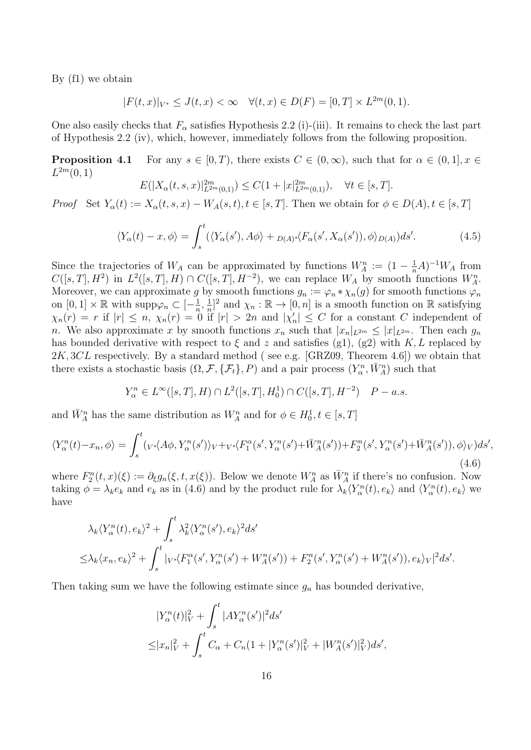By (f1) we obtain

$$|F(t,x)|_{V^*} \leq J(t,x) < \infty \quad \forall (t,x) \in D(F) = [0,T] \times L^{2m}(0,1).$$

One also easily checks that $F_\alpha$ satisfies Hypothesis 2.2 (i)-(iii). It remains to check the last part of Hypothesis 2.2 (iv), which, however, immediately follows from the following proposition.

**Proposition 4.1** For any $s \in [0,T)$, there exists $C \in (0,\infty)$, such that for $\alpha \in (0,1], x \in L^{2m}(0,1)$

$$E(|X_\alpha(t,s,x)|^{2m}_{L^{2m}(0,1)}) \leq C(1+|x|^{2m}_{L^{2m}(0,1)}), \quad \forall t \in [s,T].$$

*Proof* Set $Y_\alpha(t) := X_\alpha(t,s,x) - W_A(s,t), t \in [s,T]$. Then we obtain for $\phi \in D(A), t \in [s,T]$

$$\langle Y_\alpha(t) - x, \phi \rangle = \int_s^t (\langle Y_\alpha(s'), A\phi \rangle + {}_{D(A)^*}\langle F_\alpha(s', X_\alpha(s')), \phi \rangle_{D(A)}) ds'. \tag{4.5}$$

Since the trajectories of $W_A$ can be approximated by functions $W_A^n := (1-\frac{1}{n}A)^{-1}W_A$ from $C([s,T],H^2)$ in $L^2([s,T],H) \cap C([s,T],H^{-2})$, we can replace $W_A$ by smooth functions $W_A^n$. Moreover, we can approximate $g$ by smooth functions $g_n := \varphi_n * \chi_n(g)$ for smooth functions $\varphi_n$ on $[0,1] \times \mathbb{R}$ with $\text{supp}\varphi_n \subset [-\frac{1}{n}, \frac{1}{n}]^2$ and $\chi_n : \mathbb{R} \to [0,n]$ is a smooth function on $\mathbb{R}$ satisfying $\chi_n(r) = r$ if $|r| \leq n$, $\chi_n(r) = 0$ if $|r| > 2n$ and $|\chi_n'| \leq C$ for a constant $C$ independent of $n$. We also approximate $x$ by smooth functions $x_n$ such that $|x_n|_{L^{2m}} \leq |x|_{L^{2m}}$. Then each $g_n$ has bounded derivative with respect to $\xi$ and $z$ and satisfies (g1), (g2) with $K, L$ replaced by $2K, 3CL$ respectively. By a standard method ( see e.g. [GRZ09, Theorem 4.6]) we obtain that there exists a stochastic basis $(\Omega, \mathcal{F}, \{\mathcal{F}_t\}, P)$ and a pair process $(Y_\alpha^n, \bar{W}_A^n)$ such that

$$Y_\alpha^n \in L^\infty([s,T],H) \cap L^2([s,T],H_0^1) \cap C([s,T],H^{-2}) \quad P-a.s.$$

and $\bar{W}_A^n$ has the same distribution as $W_A^n$ and for $\phi \in H_0^1, t \in [s,T]$

$$\langle Y_\alpha^n(t) - x_n, \phi \rangle = \int_s^t ({}_{V^*}\langle A\phi, Y_\alpha^n(s') \rangle_V + {}_{V^*}\langle F_1^\alpha(s', Y_\alpha^n(s') + \bar{W}_A^n(s')) + F_2^n(s', Y_\alpha^n(s') + \bar{W}_A^n(s')), \phi \rangle_V) ds', \tag{4.6}$$

where $F_2^n(t,x)(\xi) := \partial_\xi g_n(\xi, t, x(\xi))$. Below we denote $W_A^n$ as $\bar{W}_A^n$ if there's no confusion. Now taking $\phi = \lambda_k e_k$ and $e_k$ as in (4.6) and by the product rule for $\lambda_k \langle Y_\alpha^n(t), e_k \rangle$ and $\langle Y_\alpha^n(t), e_k \rangle$ we have

$$\begin{aligned}
&\lambda_k \langle Y_\alpha^n(t), e_k \rangle^2 + \int_s^t \lambda_k^2 \langle Y_\alpha^n(s'), e_k \rangle^2 ds' \\
\leq &\lambda_k \langle x_n, e_k \rangle^2 + \int_s^t |{}_{V^*}\langle F_1^\alpha(s', Y_\alpha^n(s') + W_A^n(s')) + F_2^n(s', Y_\alpha^n(s') + W_A^n(s')), e_k \rangle_V|^2 ds'.
\end{aligned}$$

Then taking sum we have the following estimate since $g_n$ has bounded derivative,

$$\begin{aligned}
&|Y_\alpha^n(t)|_V^2 + \int_s^t |AY_\alpha^n(s')|^2 ds' \\
\leq &|x_n|_V^2 + \int_s^t C_\alpha + C_n(1 + |Y_\alpha^n(s')|_V^2 + |W_A^n(s')|_V^2) ds',
\end{aligned}$$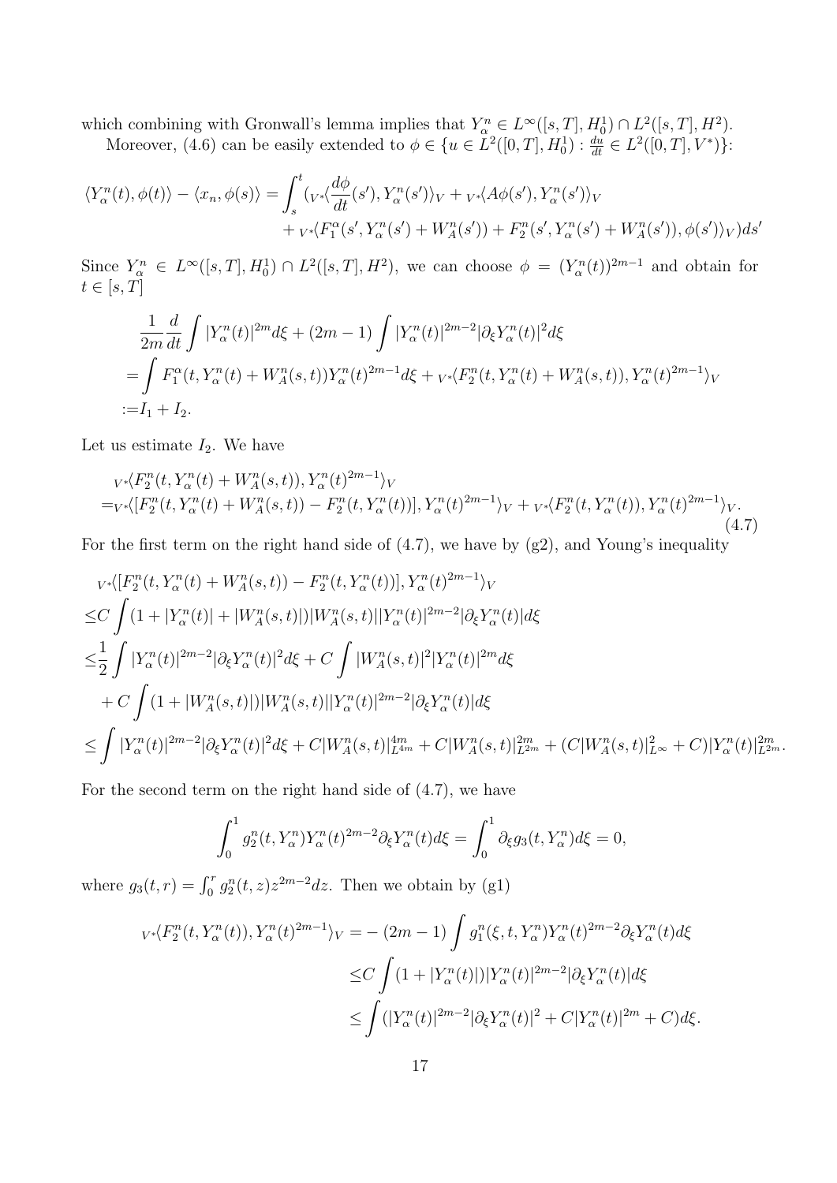which combining with Gronwall's lemma implies that $Y_\alpha^n \in L^\infty([s,T],H_0^1)\cap L^2([s,T],H^2)$.

Moreover, (4.6) can be easily extended to $\phi \in \{u \in L^2([0,T],H_0^1) : \frac{du}{dt} \in L^2([0,T],V^*)\}$:

$$
\begin{aligned}
\langle Y_\alpha^n(t),\phi(t)\rangle - \langle x_n,\phi(s)\rangle = \int_s^t ( {}_{V^*}\langle \frac{d\phi}{dt}(s'),Y_\alpha^n(s')\rangle_V + {}_{V^*}\langle A\phi(s'),Y_\alpha^n(s')\rangle_V \\
+ {}_{V^*}\langle F_1^\alpha(s',Y_\alpha^n(s')+W_A^n(s')) + F_2^n(s',Y_\alpha^n(s')+W_A^n(s')),\phi(s')\rangle_V ) ds'
\end{aligned}
$$

Since $Y_\alpha^n \in L^\infty([s,T],H_0^1)\cap L^2([s,T],H^2)$, we can choose $\phi = (Y_\alpha^n(t))^{2m-1}$ and obtain for $t\in[s,T]$

$$
\begin{aligned}
&\frac{1}{2m}\frac{d}{dt}\int |Y_\alpha^n(t)|^{2m}d\xi + (2m-1)\int |Y_\alpha^n(t)|^{2m-2}|\partial_\xi Y_\alpha^n(t)|^2 d\xi \\
=&\int F_1^\alpha(t,Y_\alpha^n(t)+W_A^n(s,t))Y_\alpha^n(t)^{2m-1}d\xi + {}_{V^*}\langle F_2^n(t,Y_\alpha^n(t)+W_A^n(s,t)),Y_\alpha^n(t)^{2m-1}\rangle_V \\
:=&I_1+I_2.
\end{aligned}
$$

Let us estimate $I_2$. We have

$$
\begin{aligned}
&{}_{V^*}\langle F_2^n(t,Y_\alpha^n(t)+W_A^n(s,t)),Y_\alpha^n(t)^{2m-1}\rangle_V \\
=&{}_{V^*}\langle [F_2^n(t,Y_\alpha^n(t)+W_A^n(s,t)) - F_2^n(t,Y_\alpha^n(t))],Y_\alpha^n(t)^{2m-1}\rangle_V + {}_{V^*}\langle F_2^n(t,Y_\alpha^n(t)),Y_\alpha^n(t)^{2m-1}\rangle_V.
\end{aligned}
\tag{4.7}
$$

For the first term on the right hand side of (4.7), we have by (g2), and Young's inequality

$$
\begin{aligned}
&{}_{V^*}\langle [F_2^n(t,Y_\alpha^n(t)+W_A^n(s,t)) - F_2^n(t,Y_\alpha^n(t))],Y_\alpha^n(t)^{2m-1}\rangle_V \\
\leq& C\int (1+|Y_\alpha^n(t)|+|W_A^n(s,t)|)|W_A^n(s,t)||Y_\alpha^n(t)|^{2m-2}|\partial_\xi Y_\alpha^n(t)|d\xi \\
\leq&\frac{1}{2}\int |Y_\alpha^n(t)|^{2m-2}|\partial_\xi Y_\alpha^n(t)|^2 d\xi + C\int |W_A^n(s,t)|^2|Y_\alpha^n(t)|^{2m}d\xi \\
&+ C\int (1+|W_A^n(s,t)|)|W_A^n(s,t)||Y_\alpha^n(t)|^{2m-2}|\partial_\xi Y_\alpha^n(t)|d\xi \\
\leq& \int |Y_\alpha^n(t)|^{2m-2}|\partial_\xi Y_\alpha^n(t)|^2 d\xi + C|W_A^n(s,t)|_{L^{4m}}^{4m} + C|W_A^n(s,t)|_{L^{2m}}^{2m} + (C|W_A^n(s,t)|_{L^\infty}^2 + C)|Y_\alpha^n(t)|_{L^{2m}}^{2m}.
\end{aligned}
$$

For the second term on the right hand side of (4.7), we have

$$
\int_0^1 g_2^n(t,Y_\alpha^n)Y_\alpha^n(t)^{2m-2}\partial_\xi Y_\alpha^n(t)d\xi = \int_0^1 \partial_\xi g_3(t,Y_\alpha^n)d\xi = 0,
$$

where $g_3(t,r) = \int_0^r g_2^n(t,z)z^{2m-2}dz$. Then we obtain by (g1)

$$
\begin{aligned}
{}_{V^*}\langle F_2^n(t,Y_\alpha^n(t)),Y_\alpha^n(t)^{2m-1}\rangle_V =& -(2m-1)\int g_1^n(\xi,t,Y_\alpha^n)Y_\alpha^n(t)^{2m-2}\partial_\xi Y_\alpha^n(t)d\xi \\
\leq& C\int (1+|Y_\alpha^n(t)|)|Y_\alpha^n(t)|^{2m-2}|\partial_\xi Y_\alpha^n(t)|d\xi \\
\leq& \int (|Y_\alpha^n(t)|^{2m-2}|\partial_\xi Y_\alpha^n(t)|^2 + C|Y_\alpha^n(t)|^{2m} + C)d\xi.
\end{aligned}
$$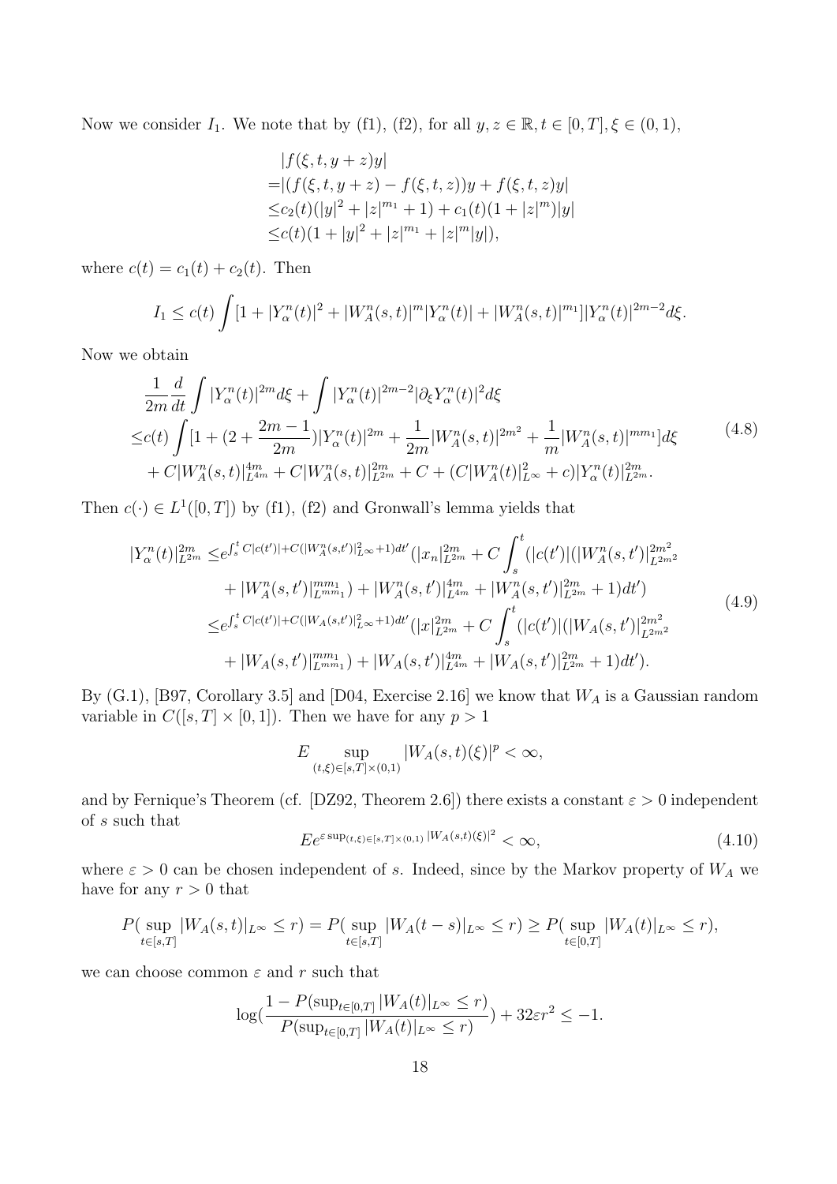Now we consider $I_1$. We note that by (f1), (f2), for all $y, z \in \mathbb{R}, t \in [0,T], \xi \in (0,1)$,

$$
\begin{aligned}
&|f(\xi, t, y+z)y| \\
=&|(f(\xi, t, y+z) - f(\xi, t, z))y + f(\xi, t, z)y| \\
\leq& c_2(t)(|y|^2 + |z|^{m_1} + 1) + c_1(t)(1 + |z|^m)|y| \\
\leq& c(t)(1 + |y|^2 + |z|^{m_1} + |z|^m |y|),
\end{aligned}
$$

where $c(t) = c_1(t) + c_2(t)$. Then

$$
I_1 \leq c(t) \int [1 + |Y_\alpha^n(t)|^2 + |W_A^n(s,t)|^m |Y_\alpha^n(t)| + |W_A^n(s,t)|^{m_1}] |Y_\alpha^n(t)|^{2m-2} d\xi.
$$

Now we obtain

$$
\begin{aligned}
&\frac{1}{2m}\frac{d}{dt}\int |Y_\alpha^n(t)|^{2m} d\xi + \int |Y_\alpha^n(t)|^{2m-2} |\partial_\xi Y_\alpha^n(t)|^2 d\xi \\
\leq& c(t) \int [1 + (2 + \frac{2m-1}{2m})|Y_\alpha^n(t)|^{2m} + \frac{1}{2m}|W_A^n(s,t)|^{2m^2} + \frac{1}{m}|W_A^n(s,t)|^{mm_1}] d\xi \\
&+ C|W_A^n(s,t)|_{L^{4m}}^{4m} + C|W_A^n(s,t)|_{L^{2m}}^{2m} + C + (C|W_A^n(t)|_{L^\infty}^2 + c)|Y_\alpha^n(t)|_{L^{2m}}^{2m}.
\end{aligned}
\tag{4.8}
$$

Then $c(\cdot) \in L^1([0,T])$ by (f1), (f2) and Gronwall's lemma yields that

$$
\begin{aligned}
|Y_\alpha^n(t)|_{L^{2m}}^{2m} \leq& e^{\int_s^t C|c(t')| + C(|W_A^n(s,t')|_{L^\infty}^2 + 1) dt'} (|x_n|_{L^{2m}}^{2m} + C\int_s^t (|c(t')|(|W_A^n(s,t')|_{L^{2m^2}}^{2m^2} \\
&+ |W_A^n(s,t')|_{L^{mm_1}}^{mm_1}) + |W_A^n(s,t')|_{L^{4m}}^{4m} + |W_A^n(s,t')|_{L^{2m}}^{2m} + 1) dt') \\
\leq& e^{\int_s^t C|c(t')| + C(|W_A(s,t')|_{L^\infty}^2 + 1) dt'} (|x|_{L^{2m}}^{2m} + C\int_s^t (|c(t')|(|W_A(s,t')|_{L^{2m^2}}^{2m^2} \\
&+ |W_A(s,t')|_{L^{mm_1}}^{mm_1}) + |W_A(s,t')|_{L^{4m}}^{4m} + |W_A(s,t')|_{L^{2m}}^{2m} + 1) dt').
\end{aligned}
\tag{4.9}
$$

By (G.1), [B97, Corollary 3.5] and [D04, Exercise 2.16] we know that $W_A$ is a Gaussian random variable in $C([s,T] \times [0,1])$. Then we have for any $p > 1$

$$
E \sup_{(t,\xi) \in [s,T] \times (0,1)} |W_A(s,t)(\xi)|^p < \infty,
$$

and by Fernique's Theorem (cf. [DZ92, Theorem 2.6]) there exists a constant $\varepsilon > 0$ independent of $s$ such that

$$
Ee^{\varepsilon \sup_{(t,\xi) \in [s,T] \times (0,1)} |W_A(s,t)(\xi)|^2} < \infty,
\tag{4.10}
$$

where $\varepsilon > 0$ can be chosen independent of $s$. Indeed, since by the Markov property of $W_A$ we have for any $r > 0$ that

$$
P(\sup_{t \in [s,T]} |W_A(s,t)|_{L^\infty} \leq r) = P(\sup_{t \in [s,T]} |W_A(t-s)|_{L^\infty} \leq r) \geq P(\sup_{t \in [0,T]} |W_A(t)|_{L^\infty} \leq r),
$$

we can choose common $\varepsilon$ and $r$ such that

$$
\log\left(\frac{1 - P(\sup_{t \in [0,T]} |W_A(t)|_{L^\infty} \leq r)}{P(\sup_{t \in [0,T]} |W_A(t)|_{L^\infty} \leq r)}\right) + 32\varepsilon r^2 \leq -1.
$$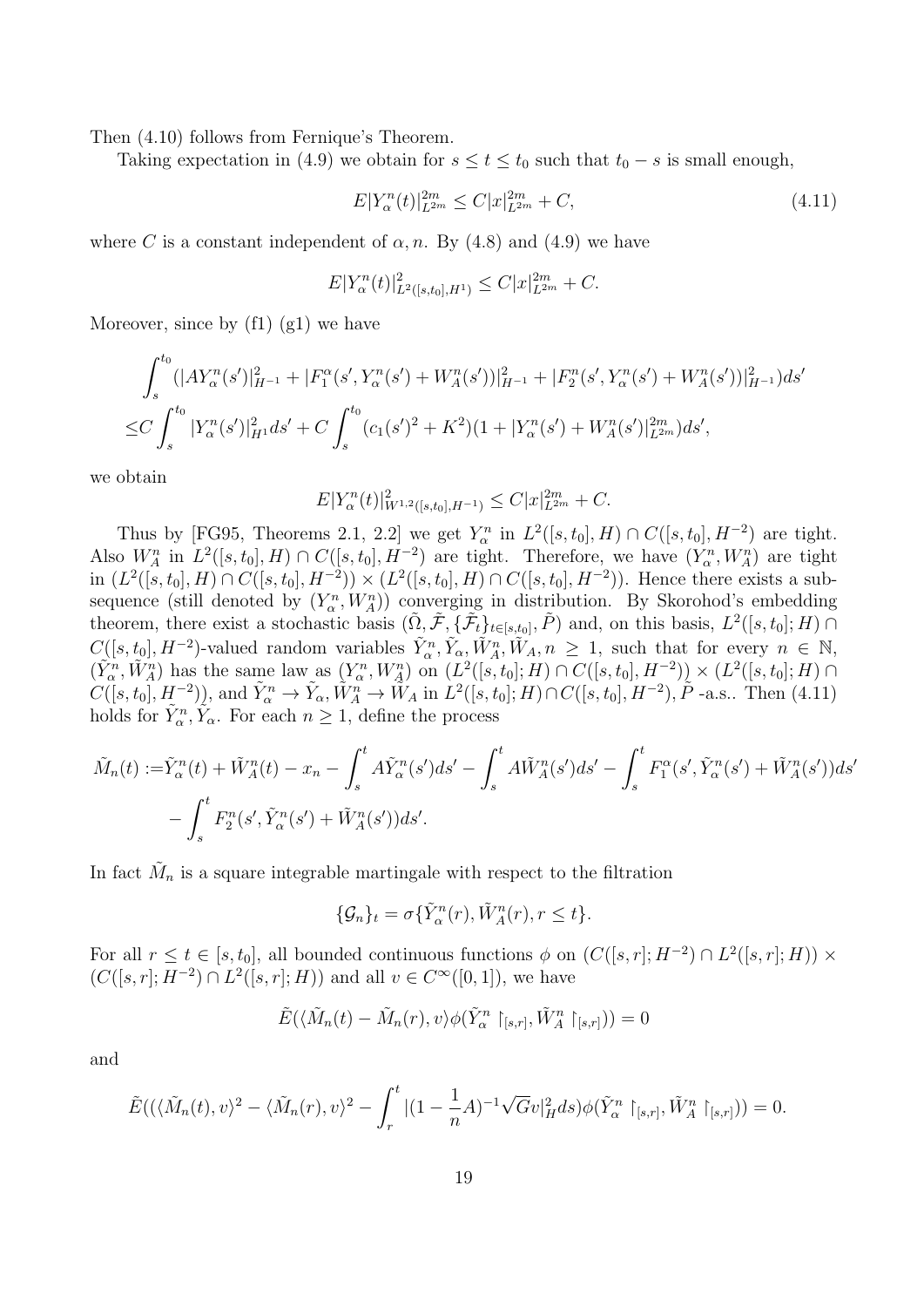Then (4.10) follows from Fernique's Theorem.

Taking expectation in (4.9) we obtain for $s \leq t \leq t_0$ such that $t_0 - s$ is small enough,

$$
E|Y_\alpha^n(t)|_{L^{2m}}^{2m} \leq C|x|_{L^{2m}}^{2m} + C, \tag{4.11}
$$

where $C$ is a constant independent of $\alpha, n$. By (4.8) and (4.9) we have

$$
E|Y_\alpha^n(t)|_{L^2([s,t_0],H^1)}^2 \leq C|x|_{L^{2m}}^{2m} + C.
$$

Moreover, since by (f1) (g1) we have

$$
\begin{aligned}
&\int_s^{t_0} (|AY_\alpha^n(s')|_{H^{-1}}^2 + |F_1^\alpha(s', Y_\alpha^n(s') + W_A^n(s'))|_{H^{-1}}^2 + |F_2^n(s', Y_\alpha^n(s') + W_A^n(s'))|_{H^{-1}}^2)ds' \\
\leq& C\int_s^{t_0} |Y_\alpha^n(s')|_{H^1}^2 ds' + C\int_s^{t_0} (c_1(s')^2 + K^2)(1 + |Y_\alpha^n(s') + W_A^n(s')|_{L^{2m}}^{2m})ds',
\end{aligned}
$$

we obtain

$$
E|Y_\alpha^n(t)|_{W^{1,2}([s,t_0],H^{-1})}^2 \leq C|x|_{L^{2m}}^{2m} + C.
$$

Thus by [FG95, Theorems 2.1, 2.2] we get $Y_\alpha^n$ in $L^2([s,t_0],H) \cap C([s,t_0],H^{-2})$ are tight. Also $W_A^n$ in $L^2([s,t_0],H) \cap C([s,t_0],H^{-2})$ are tight. Therefore, we have $(Y_\alpha^n, W_A^n)$ are tight in $(L^2([s,t_0],H) \cap C([s,t_0],H^{-2})) \times (L^2([s,t_0],H) \cap C([s,t_0],H^{-2}))$. Hence there exists a subsequence (still denoted by $(Y_\alpha^n, W_A^n)$) converging in distribution. By Skorohod's embedding theorem, there exist a stochastic basis $(\tilde{\Omega}, \tilde{\mathcal{F}}, \{\tilde{\mathcal{F}}_t\}_{t\in[s,t_0]}, \tilde{P})$ and, on this basis, $L^2([s,t_0];H) \cap C([s,t_0],H^{-2})$-valued random variables $\tilde{Y}_\alpha^n, \tilde{Y}_\alpha, \tilde{W}_A^n, \tilde{W}_A, n \geq 1$, such that for every $n \in \mathbb{N}$, $(\tilde{Y}_\alpha^n, \tilde{W}_A^n)$ has the same law as $(Y_\alpha^n, W_A^n)$ on $(L^2([s,t_0];H) \cap C([s,t_0],H^{-2})) \times (L^2([s,t_0];H) \cap C([s,t_0],H^{-2}))$, and $\tilde{Y}_\alpha^n \to \tilde{Y}_\alpha, \tilde{W}_A^n \to \tilde{W}_A$ in $L^2([s,t_0];H) \cap C([s,t_0],H^{-2})$, $\tilde{P}$ -a.s.. Then (4.11) holds for $\tilde{Y}_\alpha^n, \tilde{Y}_\alpha$. For each $n \geq 1$, define the process

$$
\begin{aligned}
\tilde{M}_n(t) :=& \tilde{Y}_\alpha^n(t) + \tilde{W}_A^n(t) - x_n - \int_s^t A\tilde{Y}_\alpha^n(s')ds' - \int_s^t A\tilde{W}_A^n(s')ds' - \int_s^t F_1^\alpha(s', \tilde{Y}_\alpha^n(s') + \tilde{W}_A^n(s'))ds' \\
&- \int_s^t F_2^n(s', \tilde{Y}_\alpha^n(s') + \tilde{W}_A^n(s'))ds'.
\end{aligned}
$$

In fact $\tilde{M}_n$ is a square integrable martingale with respect to the filtration

$$
\{\mathcal{G}_n\}_t = \sigma\{\tilde{Y}_\alpha^n(r), \tilde{W}_A^n(r), r \leq t\}.
$$

For all $r \leq t \in [s,t_0]$, all bounded continuous functions $\phi$ on $(C([s,r];H^{-2}) \cap L^2([s,r];H)) \times (C([s,r];H^{-2}) \cap L^2([s,r];H))$ and all $v \in C^\infty([0,1])$, we have

$$
\tilde{E}(\langle \tilde{M}_n(t) - \tilde{M}_n(r), v\rangle \phi(\tilde{Y}_\alpha^n \restriction_{[s,r]}, \tilde{W}_A^n \restriction_{[s,r]})) = 0
$$

and

$$
\tilde{E}((\langle \tilde{M}_n(t), v\rangle^2 - \langle \tilde{M}_n(r), v\rangle^2 - \int_r^t |(1 - \frac{1}{n}A)^{-1}\sqrt{G}v|_H^2 ds)\phi(\tilde{Y}_\alpha^n \restriction_{[s,r]}, \tilde{W}_A^n \restriction_{[s,r]})) = 0.
$$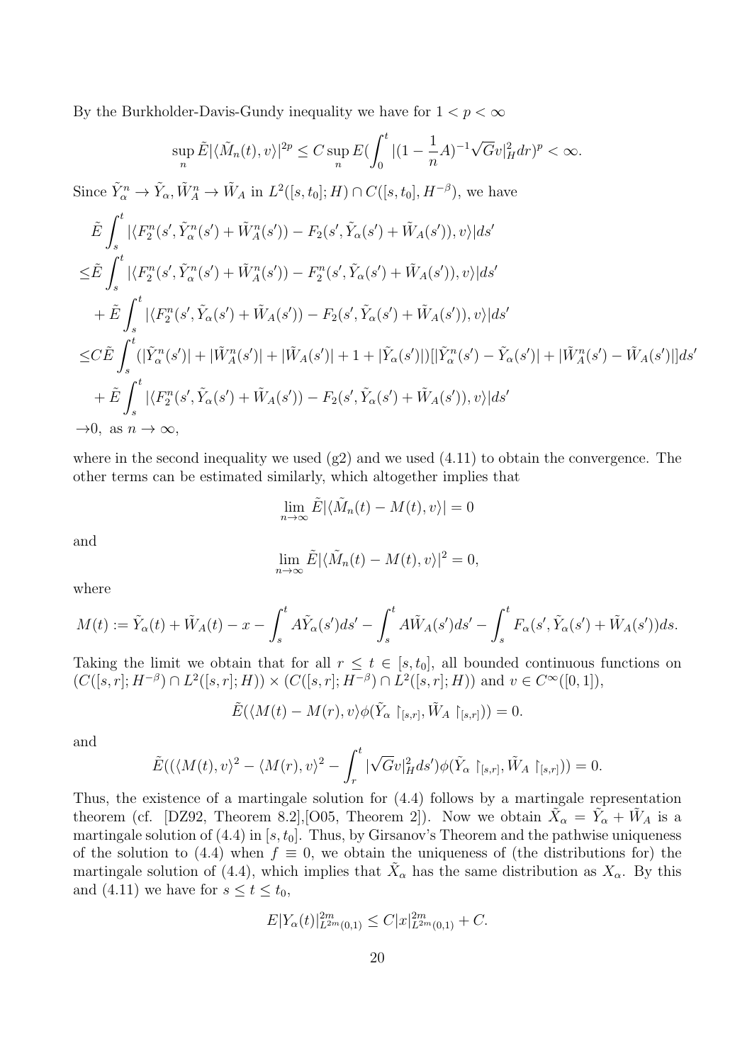By the Burkholder-Davis-Gundy inequality we have for $1 < p < \infty$

$$\sup_n \tilde{E}|\langle \tilde{M}_n(t), v\rangle|^{2p} \le C \sup_n E(\int_0^t |(1-\frac{1}{n}A)^{-1}\sqrt{G}v|_H^2 dr)^p < \infty.$$

Since $\tilde{Y}_\alpha^n \to \tilde{Y}_\alpha, \tilde{W}_A^n \to \tilde{W}_A$ in $L^2([s,t_0];H) \cap C([s,t_0],H^{-\beta})$, we have

$$\begin{aligned}
&\tilde{E}\int_s^t |\langle F_2^n(s', \tilde{Y}_\alpha^n(s') + \tilde{W}_A^n(s')) - F_2(s', \tilde{Y}_\alpha(s') + \tilde{W}_A(s')), v\rangle| ds' \\
\le& \tilde{E}\int_s^t |\langle F_2^n(s', \tilde{Y}_\alpha^n(s') + \tilde{W}_A^n(s')) - F_2^n(s', \tilde{Y}_\alpha(s') + \tilde{W}_A(s')), v\rangle| ds' \\
&+ \tilde{E}\int_s^t |\langle F_2^n(s', \tilde{Y}_\alpha(s') + \tilde{W}_A(s')) - F_2(s', \tilde{Y}_\alpha(s') + \tilde{W}_A(s')), v\rangle| ds' \\
\le& C\tilde{E}\int_s^t (|\tilde{Y}_\alpha^n(s')| + |\tilde{W}_A^n(s')| + |\tilde{W}_A(s')| + 1 + |\tilde{Y}_\alpha(s')|)[|\tilde{Y}_\alpha^n(s') - \tilde{Y}_\alpha(s')| + |\tilde{W}_A^n(s') - \tilde{W}_A(s')|] ds' \\
&+ \tilde{E}\int_s^t |\langle F_2^n(s', \tilde{Y}_\alpha(s') + \tilde{W}_A(s')) - F_2(s', \tilde{Y}_\alpha(s') + \tilde{W}_A(s')), v\rangle| ds' \\
\to& 0, \text{ as } n \to \infty,
\end{aligned}$$

where in the second inequality we used (g2) and we used (4.11) to obtain the convergence. The other terms can be estimated similarly, which altogether implies that

$$\lim_{n\to\infty} \tilde{E}|\langle \tilde{M}_n(t) - M(t), v\rangle| = 0$$

and

$$\lim_{n\to\infty} \tilde{E}|\langle \tilde{M}_n(t) - M(t), v\rangle|^2 = 0,$$

where

$$M(t) := \tilde{Y}_\alpha(t) + \tilde{W}_A(t) - x - \int_s^t A\tilde{Y}_\alpha(s')ds' - \int_s^t A\tilde{W}_A(s')ds' - \int_s^t F_\alpha(s', \tilde{Y}_\alpha(s') + \tilde{W}_A(s'))ds.$$

Taking the limit we obtain that for all $r \le t \in [s,t_0]$, all bounded continuous functions on $(C([s,r];H^{-\beta}) \cap L^2([s,r];H)) \times (C([s,r];H^{-\beta}) \cap L^2([s,r];H))$ and $v \in C^\infty([0,1])$,

$$\tilde{E}(\langle M(t) - M(r), v\rangle \phi(\tilde{Y}_\alpha \upharpoonright_{[s,r]}, \tilde{W}_A \upharpoonright_{[s,r]})) = 0.$$

and

$$\tilde{E}((\langle M(t), v\rangle^2 - \langle M(r), v\rangle^2 - \int_r^t |\sqrt{G}v|_H^2 ds')\phi(\tilde{Y}_\alpha \upharpoonright_{[s,r]}, \tilde{W}_A \upharpoonright_{[s,r]})) = 0.$$

Thus, the existence of a martingale solution for (4.4) follows by a martingale representation theorem (cf. [DZ92, Theorem 8.2],[O05, Theorem 2]). Now we obtain $\tilde{X}_\alpha = \tilde{Y}_\alpha + \tilde{W}_A$ is a martingale solution of (4.4) in $[s,t_0]$. Thus, by Girsanov's Theorem and the pathwise uniqueness of the solution to (4.4) when $f \equiv 0$, we obtain the uniqueness of (the distributions for) the martingale solution of (4.4), which implies that $\tilde{X}_\alpha$ has the same distribution as $X_\alpha$. By this and (4.11) we have for $s \le t \le t_0$,

$$E|Y_\alpha(t)|_{L^{2m}(0,1)}^{2m} \le C|x|_{L^{2m}(0,1)}^{2m} + C.$$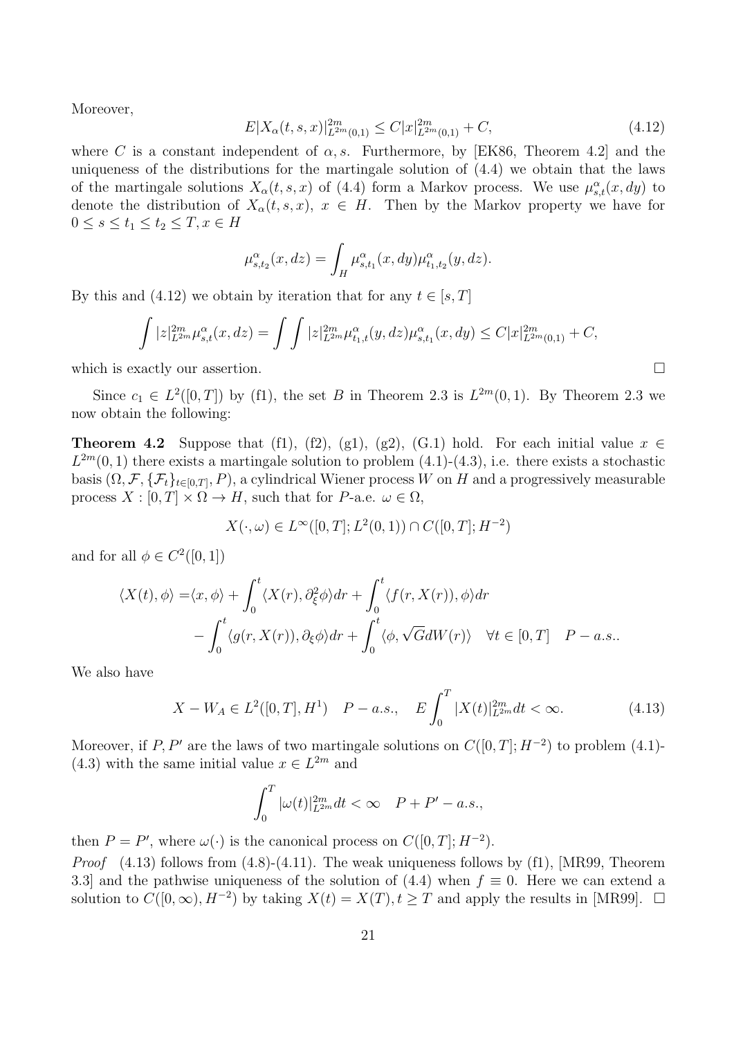Moreover,

$$E|X_\alpha(t,s,x)|^{2m}_{L^{2m}(0,1)} \leq C|x|^{2m}_{L^{2m}(0,1)} + C, \tag{4.12}$$

where $C$ is a constant independent of $\alpha, s$. Furthermore, by [EK86, Theorem 4.2] and the uniqueness of the distributions for the martingale solution of (4.4) we obtain that the laws of the martingale solutions $X_\alpha(t,s,x)$ of (4.4) form a Markov process. We use $\mu^\alpha_{s,t}(x,dy)$ to denote the distribution of $X_\alpha(t,s,x)$, $x \in H$. Then by the Markov property we have for $0 \leq s \leq t_1 \leq t_2 \leq T, x \in H$

$$\mu^\alpha_{s,t_2}(x,dz) = \int_H \mu^\alpha_{s,t_1}(x,dy)\mu^\alpha_{t_1,t_2}(y,dz).$$

By this and (4.12) we obtain by iteration that for any $t \in [s,T]$

$$\int |z|^{2m}_{L^{2m}}\mu^\alpha_{s,t}(x,dz) = \int\int |z|^{2m}_{L^{2m}}\mu^\alpha_{t_1,t}(y,dz)\mu^\alpha_{s,t_1}(x,dy) \leq C|x|^{2m}_{L^{2m}(0,1)} + C,$$

which is exactly our assertion. $\square$

Since $c_1 \in L^2([0,T])$ by (f1), the set $B$ in Theorem 2.3 is $L^{2m}(0,1)$. By Theorem 2.3 we now obtain the following:

**Theorem 4.2** Suppose that (f1), (f2), (g1), (g2), (G.1) hold. For each initial value $x \in L^{2m}(0,1)$ there exists a martingale solution to problem (4.1)-(4.3), i.e. there exists a stochastic basis $(\Omega, \mathcal{F}, \{\mathcal{F}_t\}_{t\in[0,T]}, P)$, a cylindrical Wiener process $W$ on $H$ and a progressively measurable process $X : [0,T] \times \Omega \to H$, such that for $P$-a.e. $\omega \in \Omega$,

$$X(\cdot,\omega) \in L^\infty([0,T]; L^2(0,1)) \cap C([0,T]; H^{-2})$$

and for all $\phi \in C^2([0,1])$

$$\begin{aligned}\langle X(t),\phi\rangle =& \langle x,\phi\rangle + \int_0^t \langle X(r), \partial^2_\xi \phi\rangle dr + \int_0^t \langle f(r,X(r)),\phi\rangle dr \\ &- \int_0^t \langle g(r,X(r)), \partial_\xi\phi\rangle dr + \int_0^t \langle \phi, \sqrt{G}dW(r)\rangle \quad \forall t \in [0,T] \quad P-a.s..\end{aligned}$$

We also have

$$X - W_A \in L^2([0,T],H^1) \quad P-a.s., \quad E\int_0^T |X(t)|^{2m}_{L^{2m}}dt < \infty. \tag{4.13}$$

Moreover, if $P, P'$ are the laws of two martingale solutions on $C([0,T];H^{-2})$ to problem (4.1)-(4.3) with the same initial value $x \in L^{2m}$ and

$$\int_0^T |\omega(t)|^{2m}_{L^{2m}}dt < \infty \quad P + P' - a.s.,$$

then $P = P'$, where $\omega(\cdot)$ is the canonical process on $C([0,T];H^{-2})$.

*Proof* (4.13) follows from (4.8)-(4.11). The weak uniqueness follows by (f1), [MR99, Theorem 3.3] and the pathwise uniqueness of the solution of (4.4) when $f \equiv 0$. Here we can extend a solution to $C([0,\infty), H^{-2})$ by taking $X(t) = X(T), t \geq T$ and apply the results in [MR99]. $\square$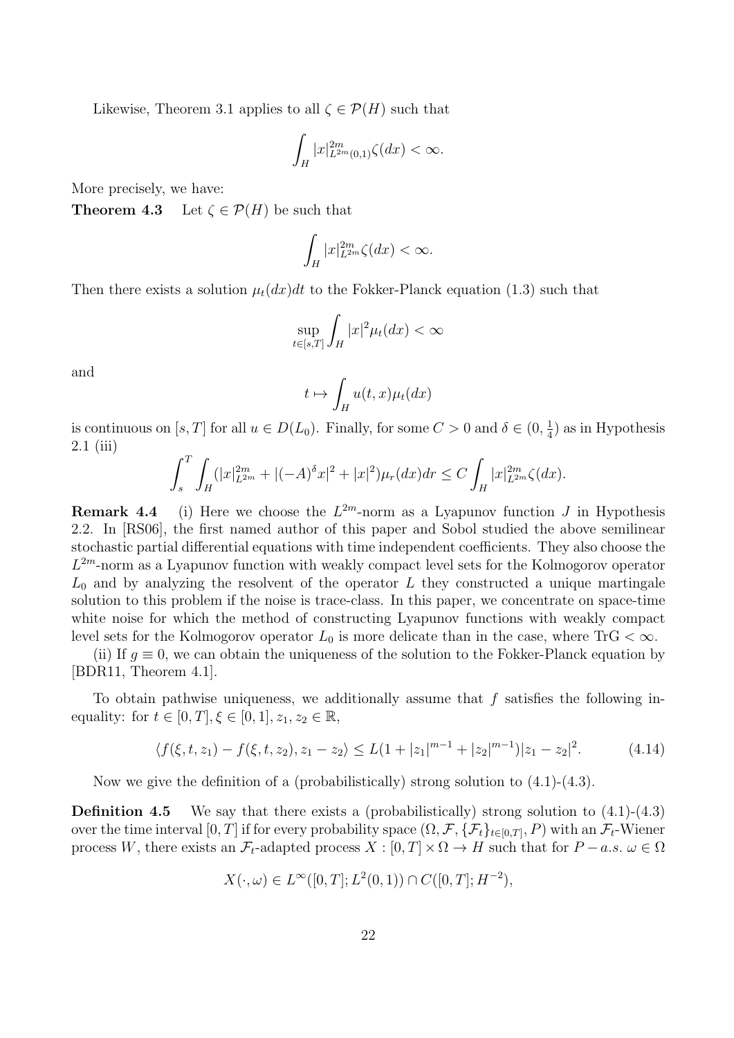Likewise, Theorem 3.1 applies to all $\zeta \in \mathcal{P}(H)$ such that

$$\int_H |x|^{2m}_{L^{2m}(0,1)}\zeta(dx) < \infty.$$

More precisely, we have:

**Theorem 4.3** Let $\zeta \in \mathcal{P}(H)$ be such that

$$\int_H |x|^{2m}_{L^{2m}}\zeta(dx) < \infty.$$

Then there exists a solution $\mu_t(dx)dt$ to the Fokker-Planck equation (1.3) such that

$$\sup_{t\in[s,T]}\int_H |x|^2\mu_t(dx) < \infty$$

and

$$t \mapsto \int_H u(t,x)\mu_t(dx)$$

is continuous on $[s,T]$ for all $u \in D(L_0)$. Finally, for some $C > 0$ and $\delta \in (0, \frac{1}{4})$ as in Hypothesis 2.1 (iii)

$$\int_s^T \int_H (|x|^{2m}_{L^{2m}} + |(-A)^\delta x|^2 + |x|^2)\mu_r(dx)dr \leq C\int_H |x|^{2m}_{L^{2m}}\zeta(dx).$$

**Remark 4.4** (i) Here we choose the $L^{2m}$-norm as a Lyapunov function $J$ in Hypothesis 2.2. In [RS06], the first named author of this paper and Sobol studied the above semilinear stochastic partial differential equations with time independent coefficients. They also choose the $L^{2m}$-norm as a Lyapunov function with weakly compact level sets for the Kolmogorov operator $L_0$ and by analyzing the resolvent of the operator $L$ they constructed a unique martingale solution to this problem if the noise is trace-class. In this paper, we concentrate on space-time white noise for which the method of constructing Lyapunov functions with weakly compact level sets for the Kolmogorov operator $L_0$ is more delicate than in the case, where $\mathrm{Tr}G < \infty$.

(ii) If $g \equiv 0$, we can obtain the uniqueness of the solution to the Fokker-Planck equation by [BDR11, Theorem 4.1].

To obtain pathwise uniqueness, we additionally assume that $f$ satisfies the following inequality: for $t \in [0,T], \xi \in [0,1], z_1, z_2 \in \mathbb{R}$,

$$\langle f(\xi,t,z_1) - f(\xi,t,z_2), z_1 - z_2\rangle \leq L(1 + |z_1|^{m-1} + |z_2|^{m-1})|z_1 - z_2|^2. \tag{4.14}$$

Now we give the definition of a (probabilistically) strong solution to (4.1)-(4.3).

**Definition 4.5** We say that there exists a (probabilistically) strong solution to (4.1)-(4.3) over the time interval $[0,T]$ if for every probability space $(\Omega, \mathcal{F}, \{\mathcal{F}_t\}_{t\in[0,T]}, P)$ with an $\mathcal{F}_t$-Wiener process $W$, there exists an $\mathcal{F}_t$-adapted process $X : [0,T] \times \Omega \to H$ such that for $P-a.s.\ \omega \in \Omega$

$$X(\cdot,\omega) \in L^\infty([0,T]; L^2(0,1)) \cap C([0,T]; H^{-2}),$$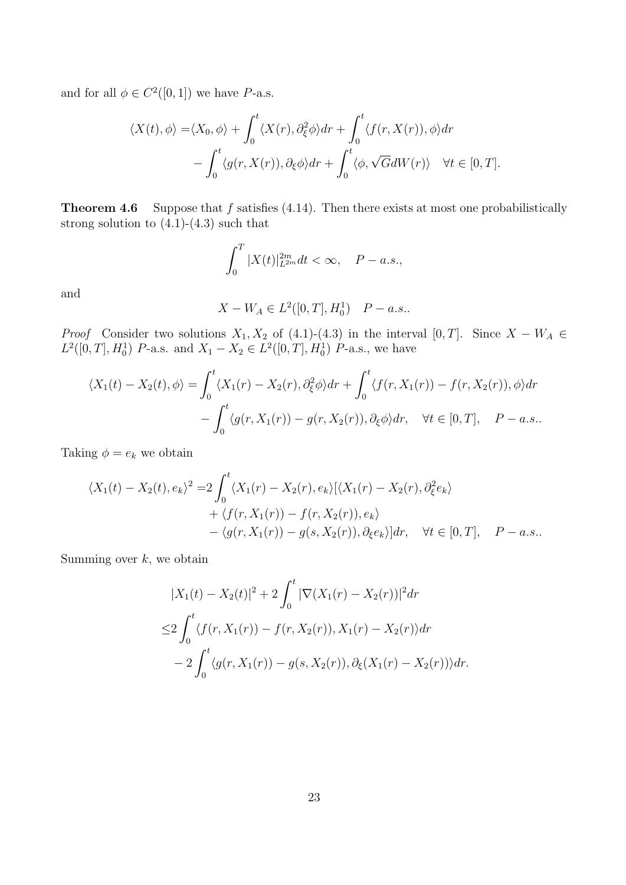and for all $\phi \in C^2([0,1])$ we have $P$-a.s.

$$
\begin{aligned}
\langle X(t), \phi \rangle =& \langle X_0, \phi \rangle + \int_0^t \langle X(r), \partial_\xi^2 \phi \rangle dr + \int_0^t \langle f(r, X(r)), \phi \rangle dr \\
&- \int_0^t \langle g(r, X(r)), \partial_\xi \phi \rangle dr + \int_0^t \langle \phi, \sqrt{G} dW(r) \rangle \quad \forall t \in [0,T].
\end{aligned}
$$

**Theorem 4.6** Suppose that $f$ satisfies (4.14). Then there exists at most one probabilistically strong solution to (4.1)-(4.3) such that

$$
\int_0^T |X(t)|_{L^{2m}}^{2m} dt < \infty, \quad P-a.s.,
$$

and

$$
X - W_A \in L^2([0,T], H_0^1) \quad P-a.s..
$$

*Proof* Consider two solutions $X_1, X_2$ of (4.1)-(4.3) in the interval $[0,T]$. Since $X - W_A \in L^2([0,T], H_0^1)$ $P$-a.s. and $X_1 - X_2 \in L^2([0,T], H_0^1)$ $P$-a.s., we have

$$
\begin{aligned}
\langle X_1(t) - X_2(t), \phi \rangle =& \int_0^t \langle X_1(r) - X_2(r), \partial_\xi^2 \phi \rangle dr + \int_0^t \langle f(r, X_1(r)) - f(r, X_2(r)), \phi \rangle dr \\
&- \int_0^t \langle g(r, X_1(r)) - g(r, X_2(r)), \partial_\xi \phi \rangle dr, \quad \forall t \in [0,T], \quad P-a.s..
\end{aligned}
$$

Taking $\phi = e_k$ we obtain

$$
\begin{aligned}
\langle X_1(t) - X_2(t), e_k \rangle^2 =& 2 \int_0^t \langle X_1(r) - X_2(r), e_k \rangle [\langle X_1(r) - X_2(r), \partial_\xi^2 e_k \rangle \\
&+ \langle f(r, X_1(r)) - f(r, X_2(r)), e_k \rangle \\
&- \langle g(r, X_1(r)) - g(s, X_2(r)), \partial_\xi e_k \rangle ] dr, \quad \forall t \in [0,T], \quad P-a.s..
\end{aligned}
$$

Summing over $k$, we obtain

$$
\begin{aligned}
&|X_1(t) - X_2(t)|^2 + 2 \int_0^t |\nabla (X_1(r) - X_2(r))|^2 dr \\
\leq & 2 \int_0^t \langle f(r, X_1(r)) - f(r, X_2(r)), X_1(r) - X_2(r) \rangle dr \\
&- 2 \int_0^t \langle g(r, X_1(r)) - g(s, X_2(r)), \partial_\xi (X_1(r) - X_2(r)) \rangle dr.
\end{aligned}
$$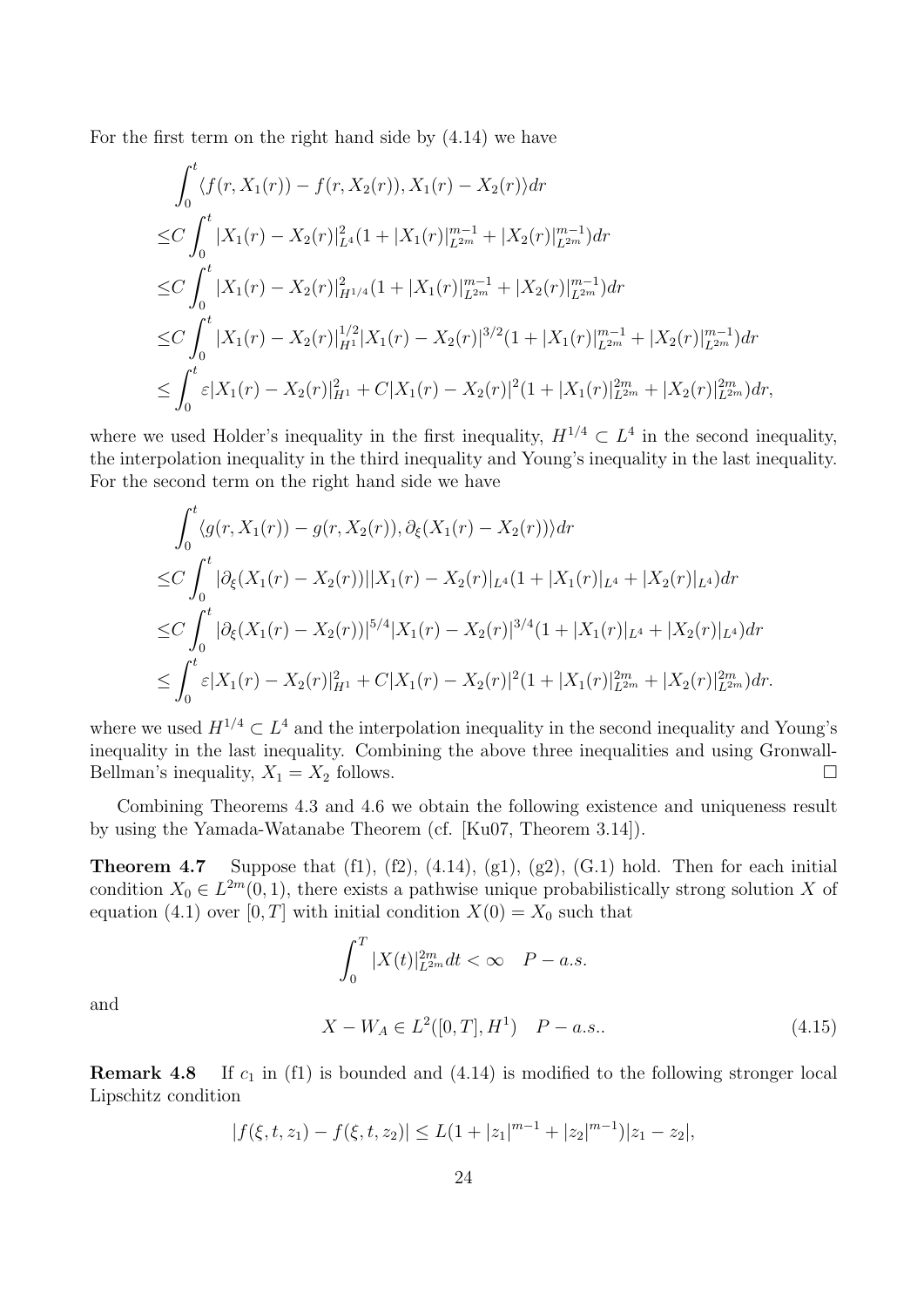For the first term on the right hand side by (4.14) we have

$$
\begin{aligned}
&\int_0^t \langle f(r, X_1(r)) - f(r, X_2(r)), X_1(r) - X_2(r)\rangle dr \\
\leq & C\int_0^t |X_1(r) - X_2(r)|_{L^4}^2 (1 + |X_1(r)|_{L^{2m}}^{m-1} + |X_2(r)|_{L^{2m}}^{m-1}) dr \\
\leq & C\int_0^t |X_1(r) - X_2(r)|_{H^{1/4}}^2 (1 + |X_1(r)|_{L^{2m}}^{m-1} + |X_2(r)|_{L^{2m}}^{m-1}) dr \\
\leq & C\int_0^t |X_1(r) - X_2(r)|_{H^1}^{1/2} |X_1(r) - X_2(r)|^{3/2} (1 + |X_1(r)|_{L^{2m}}^{m-1} + |X_2(r)|_{L^{2m}}^{m-1}) dr \\
\leq & \int_0^t \varepsilon |X_1(r) - X_2(r)|_{H^1}^2 + C|X_1(r) - X_2(r)|^2 (1 + |X_1(r)|_{L^{2m}}^{2m} + |X_2(r)|_{L^{2m}}^{2m}) dr,
\end{aligned}
$$

where we used Holder's inequality in the first inequality, $H^{1/4} \subset L^4$ in the second inequality, the interpolation inequality in the third inequality and Young's inequality in the last inequality. For the second term on the right hand side we have

$$
\begin{aligned}
&\int_0^t \langle g(r, X_1(r)) - g(r, X_2(r)), \partial_\xi (X_1(r) - X_2(r))\rangle dr \\
\leq & C\int_0^t |\partial_\xi (X_1(r) - X_2(r))| |X_1(r) - X_2(r)|_{L^4} (1 + |X_1(r)|_{L^4} + |X_2(r)|_{L^4}) dr \\
\leq & C\int_0^t |\partial_\xi (X_1(r) - X_2(r))|^{5/4} |X_1(r) - X_2(r)|^{3/4} (1 + |X_1(r)|_{L^4} + |X_2(r)|_{L^4}) dr \\
\leq & \int_0^t \varepsilon |X_1(r) - X_2(r)|_{H^1}^2 + C|X_1(r) - X_2(r)|^2 (1 + |X_1(r)|_{L^{2m}}^{2m} + |X_2(r)|_{L^{2m}}^{2m}) dr.
\end{aligned}
$$

where we used $H^{1/4} \subset L^4$ and the interpolation inequality in the second inequality and Young's inequality in the last inequality. Combining the above three inequalities and using Gronwall-Bellman's inequality, $X_1 = X_2$ follows. $\square$

Combining Theorems 4.3 and 4.6 we obtain the following existence and uniqueness result by using the Yamada-Watanabe Theorem (cf. [Ku07, Theorem 3.14]).

**Theorem 4.7** Suppose that (f1), (f2), (4.14), (g1), (g2), (G.1) hold. Then for each initial condition $X_0 \in L^{2m}(0,1)$, there exists a pathwise unique probabilistically strong solution $X$ of equation (4.1) over $[0,T]$ with initial condition $X(0) = X_0$ such that

$$
\int_0^T |X(t)|_{L^{2m}}^{2m} dt < \infty \quad P-a.s.
$$

and

$$
X - W_A \in L^2([0,T], H^1) \quad P-a.s.. \tag{4.15}
$$

**Remark 4.8** If $c_1$ in (f1) is bounded and (4.14) is modified to the following stronger local Lipschitz condition

$$
|f(\xi, t, z_1) - f(\xi, t, z_2)| \leq L(1 + |z_1|^{m-1} + |z_2|^{m-1})|z_1 - z_2|,
$$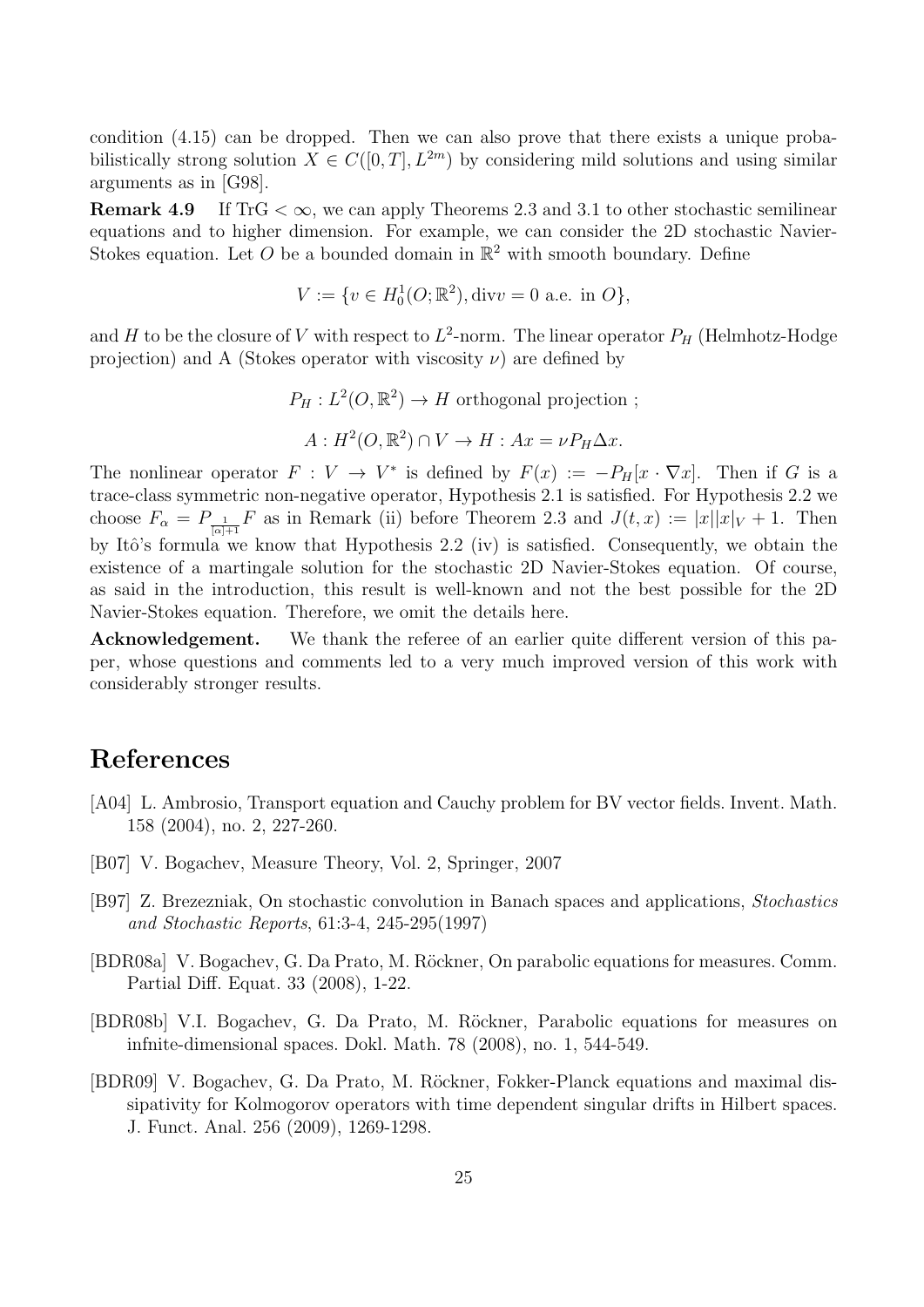condition (4.15) can be dropped. Then we can also prove that there exists a unique probabilistically strong solution $X \in C([0,T], L^{2m})$ by considering mild solutions and using similar arguments as in [G98].

**Remark 4.9** If $\mathrm{TrG} < \infty$, we can apply Theorems 2.3 and 3.1 to other stochastic semilinear equations and to higher dimension. For example, we can consider the 2D stochastic Navier-Stokes equation. Let $O$ be a bounded domain in $\mathbb{R}^2$ with smooth boundary. Define

$$V := \{v \in H_0^1(O;\mathbb{R}^2), \mathrm{div}v = 0 \text{ a.e. in } O\},$$

and $H$ to be the closure of $V$ with respect to $L^2$-norm. The linear operator $P_H$ (Helmhotz-Hodge projection) and A (Stokes operator with viscosity $\nu$) are defined by

$$P_H : L^2(O, \mathbb{R}^2) \to H \text{ orthogonal projection ;}$$

$$A : H^2(O, \mathbb{R}^2) \cap V \to H : Ax = \nu P_H \Delta x.$$

The nonlinear operator $F : V \to V^*$ is defined by $F(x) := -P_H[x \cdot \nabla x]$. Then if $G$ is a trace-class symmetric non-negative operator, Hypothesis 2.1 is satisfied. For Hypothesis 2.2 we choose $F_\alpha = P_{\frac{1}{[\alpha]+1}} F$ as in Remark (ii) before Theorem 2.3 and $J(t,x) := |x||x|_V + 1$. Then by Itô's formula we know that Hypothesis 2.2 (iv) is satisfied. Consequently, we obtain the existence of a martingale solution for the stochastic 2D Navier-Stokes equation. Of course, as said in the introduction, this result is well-known and not the best possible for the 2D Navier-Stokes equation. Therefore, we omit the details here.

**Acknowledgement.** We thank the referee of an earlier quite different version of this paper, whose questions and comments led to a very much improved version of this work with considerably stronger results.

# References

[A04] L. Ambrosio, Transport equation and Cauchy problem for BV vector fields. Invent. Math. 158 (2004), no. 2, 227-260.

[B07] V. Bogachev, Measure Theory, Vol. 2, Springer, 2007

[B97] Z. Brezezniak, On stochastic convolution in Banach spaces and applications, *Stochastics and Stochastic Reports*, 61:3-4, 245-295(1997)

[BDR08a] V. Bogachev, G. Da Prato, M. Röckner, On parabolic equations for measures. Comm. Partial Diff. Equat. 33 (2008), 1-22.

[BDR08b] V.I. Bogachev, G. Da Prato, M. Röckner, Parabolic equations for measures on infnite-dimensional spaces. Dokl. Math. 78 (2008), no. 1, 544-549.

[BDR09] V. Bogachev, G. Da Prato, M. Röckner, Fokker-Planck equations and maximal dissipativity for Kolmogorov operators with time dependent singular drifts in Hilbert spaces. J. Funct. Anal. 256 (2009), 1269-1298.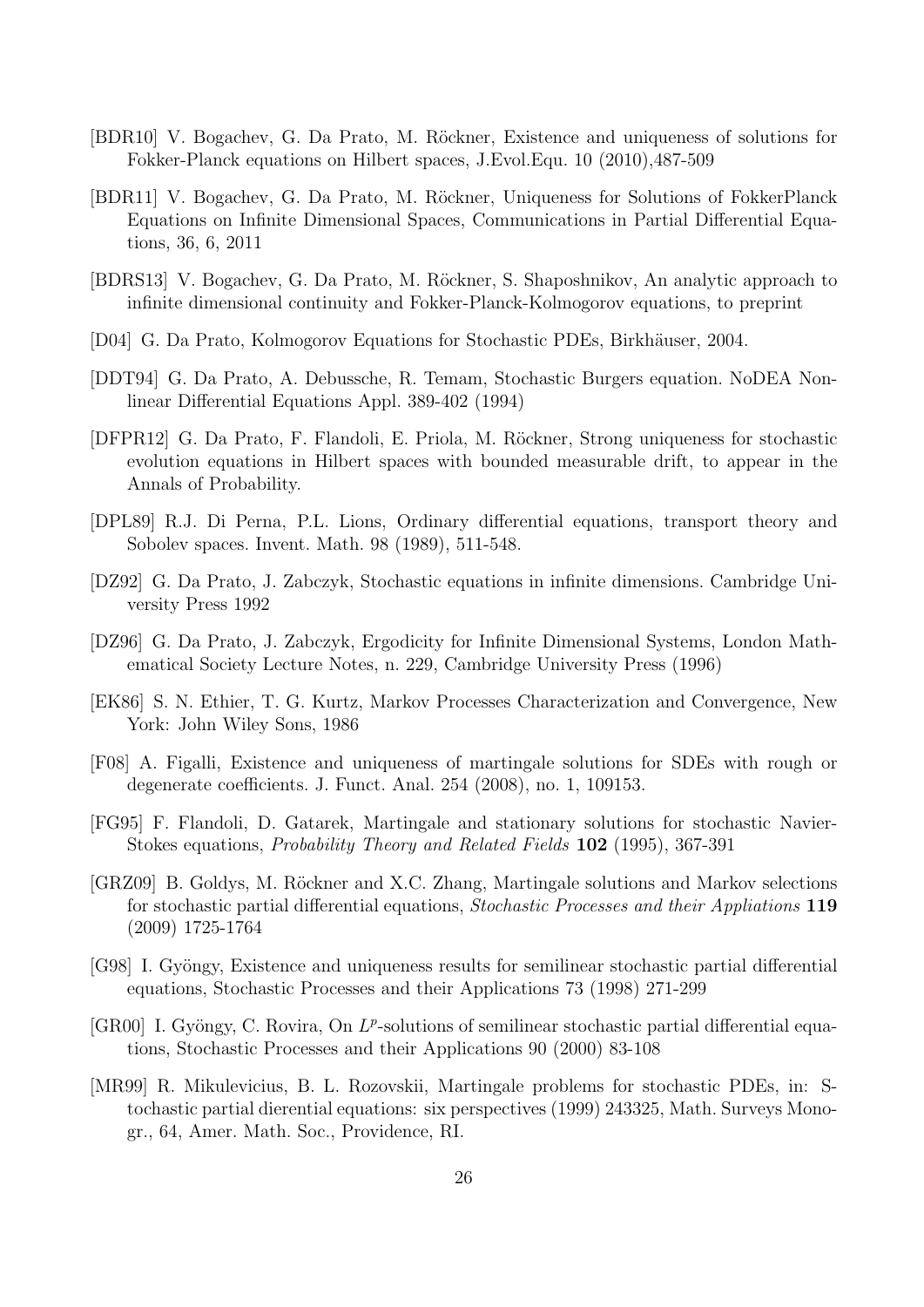[BDR10] V. Bogachev, G. Da Prato, M. Röckner, Existence and uniqueness of solutions for Fokker-Planck equations on Hilbert spaces, J.Evol.Equ. 10 (2010),487-509

[BDR11] V. Bogachev, G. Da Prato, M. Röckner, Uniqueness for Solutions of FokkerPlanck Equations on Infinite Dimensional Spaces, Communications in Partial Differential Equations, 36, 6, 2011

[BDRS13] V. Bogachev, G. Da Prato, M. Röckner, S. Shaposhnikov, An analytic approach to infinite dimensional continuity and Fokker-Planck-Kolmogorov equations, to preprint

[D04] G. Da Prato, Kolmogorov Equations for Stochastic PDEs, Birkhäuser, 2004.

[DDT94] G. Da Prato, A. Debussche, R. Temam, Stochastic Burgers equation. NoDEA Nonlinear Differential Equations Appl. 389-402 (1994)

[DFPR12] G. Da Prato, F. Flandoli, E. Priola, M. Röckner, Strong uniqueness for stochastic evolution equations in Hilbert spaces with bounded measurable drift, to appear in the Annals of Probability.

[DPL89] R.J. Di Perna, P.L. Lions, Ordinary differential equations, transport theory and Sobolev spaces. Invent. Math. 98 (1989), 511-548.

[DZ92] G. Da Prato, J. Zabczyk, Stochastic equations in infinite dimensions. Cambridge University Press 1992

[DZ96] G. Da Prato, J. Zabczyk, Ergodicity for Infinite Dimensional Systems, London Mathematical Society Lecture Notes, n. 229, Cambridge University Press (1996)

[EK86] S. N. Ethier, T. G. Kurtz, Markov Processes Characterization and Convergence, New York: John Wiley Sons, 1986

[F08] A. Figalli, Existence and uniqueness of martingale solutions for SDEs with rough or degenerate coefficients. J. Funct. Anal. 254 (2008), no. 1, 109153.

[FG95] F. Flandoli, D. Gatarek, Martingale and stationary solutions for stochastic Navier-Stokes equations, *Probability Theory and Related Fields* **102** (1995), 367-391

[GRZ09] B. Goldys, M. Röckner and X.C. Zhang, Martingale solutions and Markov selections for stochastic partial differential equations, *Stochastic Processes and their Appliations* **119** (2009) 1725-1764

[G98] I. Gyöngy, Existence and uniqueness results for semilinear stochastic partial differential equations, Stochastic Processes and their Applications 73 (1998) 271-299

[GR00] I. Gyöngy, C. Rovira, On $L^p$-solutions of semilinear stochastic partial differential equations, Stochastic Processes and their Applications 90 (2000) 83-108

[MR99] R. Mikulevicius, B. L. Rozovskii, Martingale problems for stochastic PDEs, in: Stochastic partial dierential equations: six perspectives (1999) 243325, Math. Surveys Monogr., 64, Amer. Math. Soc., Providence, RI.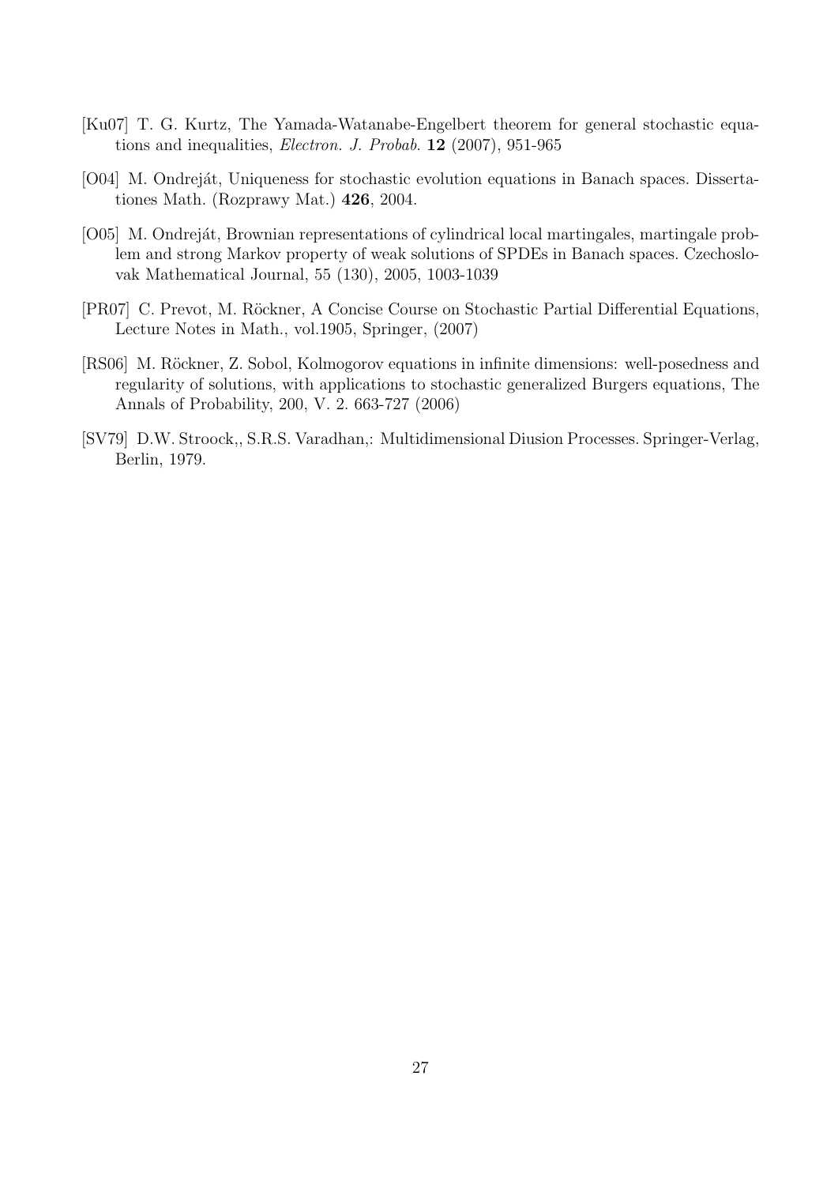[Ku07] T. G. Kurtz, The Yamada-Watanabe-Engelbert theorem for general stochastic equations and inequalities, *Electron. J. Probab.* **12** (2007), 951-965

[O04] M. Ondreját, Uniqueness for stochastic evolution equations in Banach spaces. Dissertationes Math. (Rozprawy Mat.) **426**, 2004.

[O05] M. Ondreját, Brownian representations of cylindrical local martingales, martingale problem and strong Markov property of weak solutions of SPDEs in Banach spaces. Czechoslovak Mathematical Journal, 55 (130), 2005, 1003-1039

[PR07] C. Prevot, M. Röckner, A Concise Course on Stochastic Partial Differential Equations, Lecture Notes in Math., vol.1905, Springer, (2007)

[RS06] M. Röckner, Z. Sobol, Kolmogorov equations in infinite dimensions: well-posedness and regularity of solutions, with applications to stochastic generalized Burgers equations, The Annals of Probability, 200, V. 2. 663-727 (2006)

[SV79] D.W. Stroock,, S.R.S. Varadhan,: Multidimensional Diusion Processes. Springer-Verlag, Berlin, 1979.